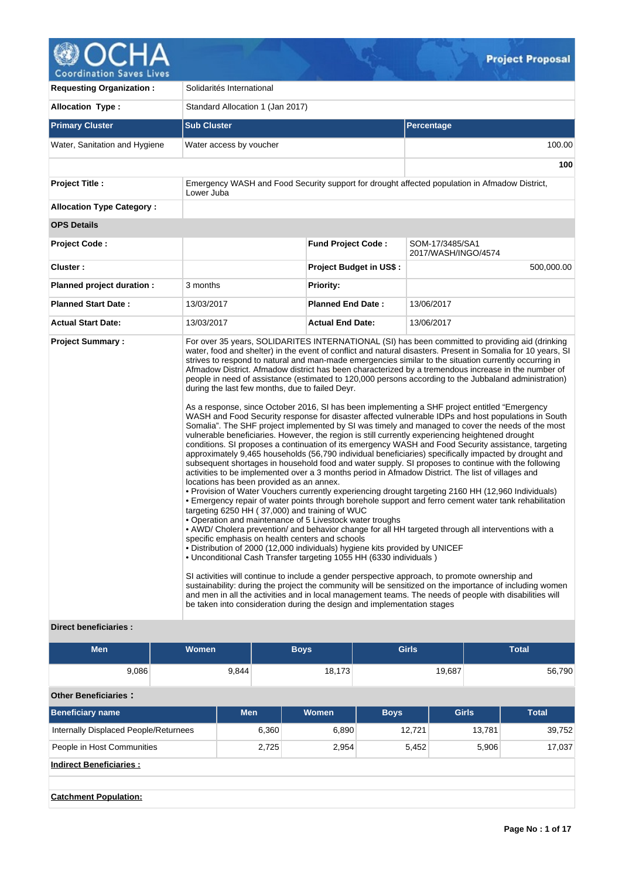# Project Proposal

| | |
|---|---|
| **Requesting Organization :** | Solidarités International |
| **Allocation Type :** | Standard Allocation 1 (Jan 2017) |

| **Primary Cluster** | **Sub Cluster** | **Percentage** |
|---|---|---|
| Water, Sanitation and Hygiene | Water access by voucher | 100.00 |
| | | **100** |

| | |
|---|---|
| **Project Title :** | Emergency WASH and Food Security support for drought affected population in Afmadow District, Lower Juba |
| **Allocation Type Category :** | |

**OPS Details**

| | | | |
|---|---|---|---|
| **Project Code :** | | **Fund Project Code :** | SOM-17/3485/SA1 2017/WASH/INGO/4574 |
| **Cluster :** | | **Project Budget in US$ :** | 500,000.00 |
| **Planned project duration :** | 3 months | **Priority:** | |
| **Planned Start Date :** | 13/03/2017 | **Planned End Date :** | 13/06/2017 |
| **Actual Start Date:** | 13/03/2017 | **Actual End Date:** | 13/06/2017 |

**Project Summary :**

For over 35 years, SOLIDARITES INTERNATIONAL (SI) has been committed to providing aid (drinking water, food and shelter) in the event of conflict and natural disasters. Present in Somalia for 10 years, SI strives to respond to natural and man-made emergencies similar to the situation currently occurring in Afmadow District. Afmadow district has been characterized by a tremendous increase in the number of people in need of assistance (estimated to 120,000 persons according to the Jubbaland administration) during the last few months, due to failed Deyr.

As a response, since October 2016, SI has been implementing a SHF project entitled "Emergency WASH and Food Security response for disaster affected vulnerable IDPs and host populations in South Somalia". The SHF project implemented by SI was timely and managed to cover the needs of the most vulnerable beneficiaries. However, the region is still currently experiencing heightened drought conditions. SI proposes a continuation of its emergency WASH and Food Security assistance, targeting approximately 9,465 households (56,790 individual beneficiaries) specifically impacted by drought and subsequent shortages in household food and water supply. SI proposes to continue with the following activities to be implemented over a 3 months period in Afmadow District. The list of villages and locations has been provided as an annex.

• Provision of Water Vouchers currently experiencing drought targeting 2160 HH (12,960 Individuals)
• Emergency repair of water points through borehole support and ferro cement water tank rehabilitation targeting 6250 HH ( 37,000) and training of WUC
• Operation and maintenance of 5 Livestock water troughs
• AWD/ Cholera prevention/ and behavior change for all HH targeted through all interventions with a specific emphasis on health centers and schools
• Distribution of 2000 (12,000 individuals) hygiene kits provided by UNICEF
• Unconditional Cash Transfer targeting 1055 HH (6330 individuals )

SI activities will continue to include a gender perspective approach, to promote ownership and sustainability: during the project the community will be sensitized on the importance of including women and men in all the activities and in local management teams. The needs of people with disabilities will be taken into consideration during the design and implementation stages

**Direct beneficiaries :**

| Men | Women | Boys | Girls | Total |
|---|---|---|---|---|
| 9,086 | 9,844 | 18,173 | 19,687 | 56,790 |

**Other Beneficiaries :**

| Beneficiary name | Men | Women | Boys | Girls | Total |
|---|---|---|---|---|---|
| Internally Displaced People/Returnees | 6,360 | 6,890 | 12,721 | 13,781 | 39,752 |
| People in Host Communities | 2,725 | 2,954 | 5,452 | 5,906 | 17,037 |

**Indirect Beneficiaries :**

**Catchment Population:**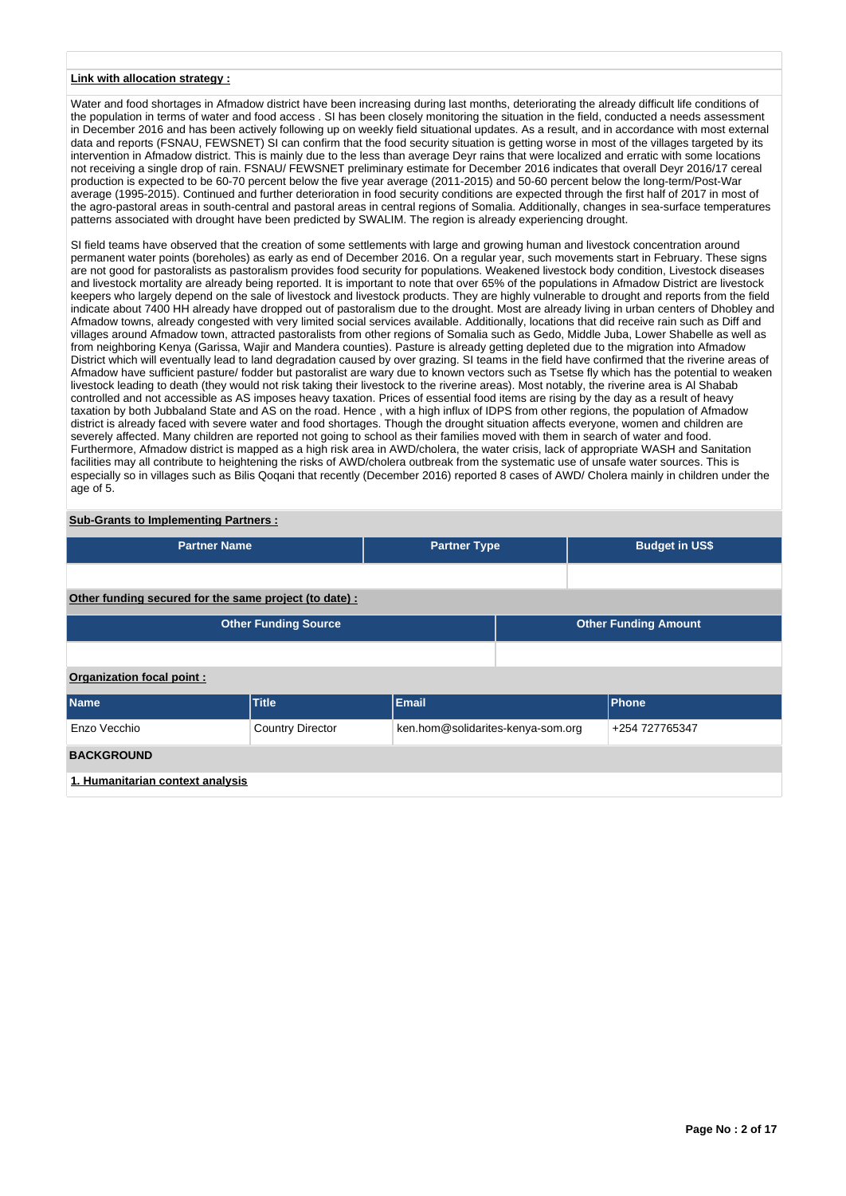**Link with allocation strategy :**

Water and food shortages in Afmadow district have been increasing during last months, deteriorating the already difficult life conditions of the population in terms of water and food access . SI has been closely monitoring the situation in the field, conducted a needs assessment in December 2016 and has been actively following up on weekly field situational updates. As a result, and in accordance with most external data and reports (FSNAU, FEWSNET) SI can confirm that the food security situation is getting worse in most of the villages targeted by its intervention in Afmadow district. This is mainly due to the less than average Deyr rains that were localized and erratic with some locations not receiving a single drop of rain. FSNAU/ FEWSNET preliminary estimate for December 2016 indicates that overall Deyr 2016/17 cereal production is expected to be 60-70 percent below the five year average (2011-2015) and 50-60 percent below the long-term/Post-War average (1995-2015). Continued and further deterioration in food security conditions are expected through the first half of 2017 in most of the agro-pastoral areas in south-central and pastoral areas in central regions of Somalia. Additionally, changes in sea-surface temperatures patterns associated with drought have been predicted by SWALIM. The region is already experiencing drought.

SI field teams have observed that the creation of some settlements with large and growing human and livestock concentration around permanent water points (boreholes) as early as end of December 2016. On a regular year, such movements start in February. These signs are not good for pastoralists as pastoralism provides food security for populations. Weakened livestock body condition, Livestock diseases and livestock mortality are already being reported. It is important to note that over 65% of the populations in Afmadow District are livestock keepers who largely depend on the sale of livestock and livestock products. They are highly vulnerable to drought and reports from the field indicate about 7400 HH already have dropped out of pastoralism due to the drought. Most are already living in urban centers of Dhobley and Afmadow towns, already congested with very limited social services available. Additionally, locations that did receive rain such as Diff and villages around Afmadow town, attracted pastoralists from other regions of Somalia such as Gedo, Middle Juba, Lower Shabelle as well as from neighboring Kenya (Garissa, Wajir and Mandera counties). Pasture is already getting depleted due to the migration into Afmadow District which will eventually lead to land degradation caused by over grazing. SI teams in the field have confirmed that the riverine areas of Afmadow have sufficient pasture/ fodder but pastoralist are wary due to known vectors such as Tsetse fly which has the potential to weaken livestock leading to death (they would not risk taking their livestock to the riverine areas). Most notably, the riverine area is Al Shabab controlled and not accessible as AS imposes heavy taxation. Prices of essential food items are rising by the day as a result of heavy taxation by both Jubbaland State and AS on the road. Hence , with a high influx of IDPS from other regions, the population of Afmadow district is already faced with severe water and food shortages. Though the drought situation affects everyone, women and children are severely affected. Many children are reported not going to school as their families moved with them in search of water and food. Furthermore, Afmadow district is mapped as a high risk area in AWD/cholera, the water crisis, lack of appropriate WASH and Sanitation facilities may all contribute to heightening the risks of AWD/cholera outbreak from the systematic use of unsafe water sources. This is especially so in villages such as Bilis Qoqani that recently (December 2016) reported 8 cases of AWD/ Cholera mainly in children under the age of 5.

**Sub-Grants to Implementing Partners :**

| Partner Name | Partner Type | Budget in US$ |
|---|---|---|
| | | |

**Other funding secured for the same project (to date) :**

| Other Funding Source | Other Funding Amount |
|---|---|
| | |

**Organization focal point :**

| Name | Title | Email | Phone |
|---|---|---|---|
| Enzo Vecchio | Country Director | ken.hom@solidarites-kenya-som.org | +254 727765347 |

**BACKGROUND**

**1. Humanitarian context analysis**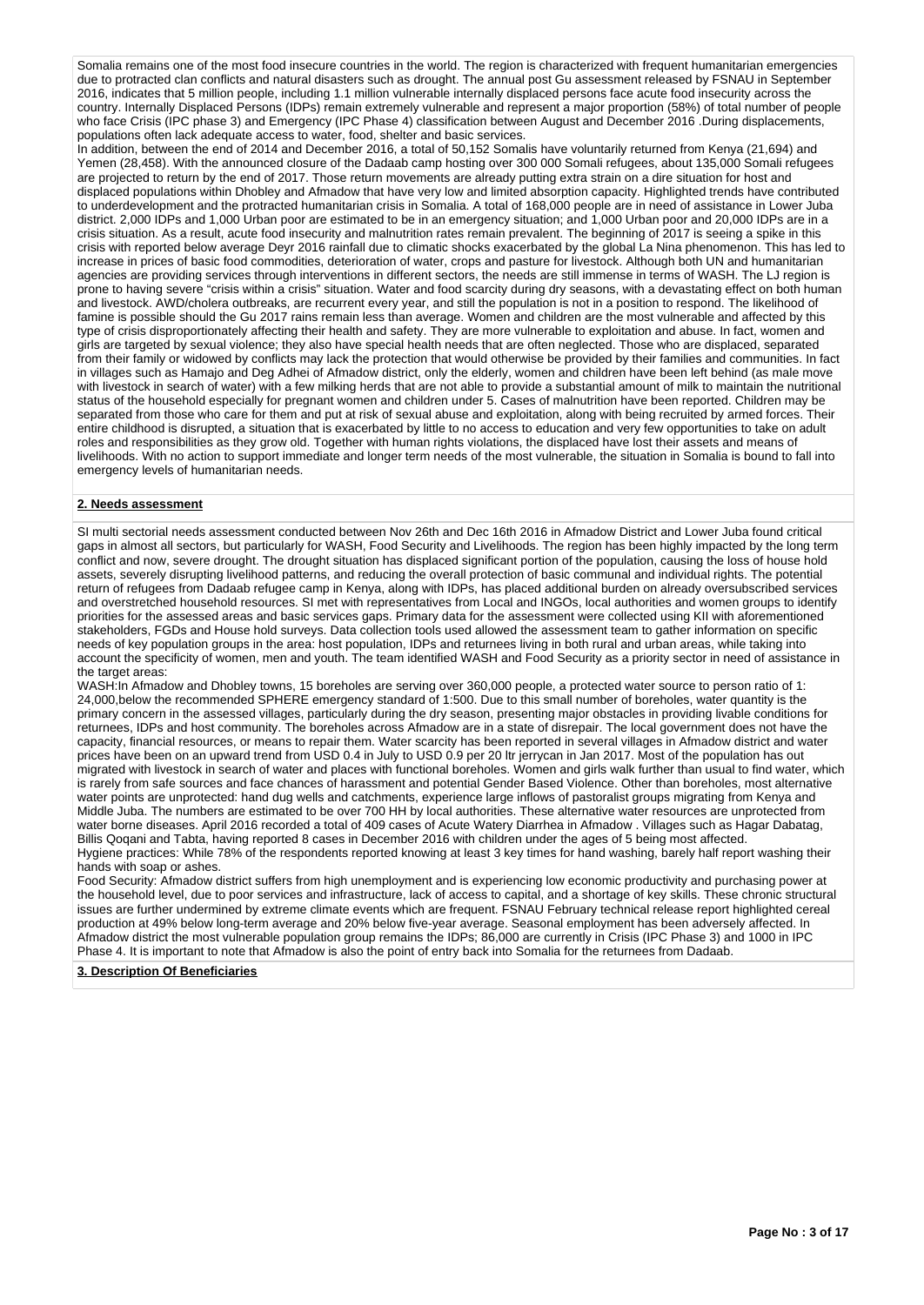Somalia remains one of the most food insecure countries in the world. The region is characterized with frequent humanitarian emergencies due to protracted clan conflicts and natural disasters such as drought. The annual post Gu assessment released by FSNAU in September 2016, indicates that 5 million people, including 1.1 million vulnerable internally displaced persons face acute food insecurity across the country. Internally Displaced Persons (IDPs) remain extremely vulnerable and represent a major proportion (58%) of total number of people who face Crisis (IPC phase 3) and Emergency (IPC Phase 4) classification between August and December 2016 .During displacements, populations often lack adequate access to water, food, shelter and basic services.

In addition, between the end of 2014 and December 2016, a total of 50,152 Somalis have voluntarily returned from Kenya (21,694) and Yemen (28,458). With the announced closure of the Dadaab camp hosting over 300 000 Somali refugees, about 135,000 Somali refugees are projected to return by the end of 2017. Those return movements are already putting extra strain on a dire situation for host and displaced populations within Dhobley and Afmadow that have very low and limited absorption capacity. Highlighted trends have contributed to underdevelopment and the protracted humanitarian crisis in Somalia. A total of 168,000 people are in need of assistance in Lower Juba district. 2,000 IDPs and 1,000 Urban poor are estimated to be in an emergency situation; and 1,000 Urban poor and 20,000 IDPs are in a crisis situation. As a result, acute food insecurity and malnutrition rates remain prevalent. The beginning of 2017 is seeing a spike in this crisis with reported below average Deyr 2016 rainfall due to climatic shocks exacerbated by the global La Nina phenomenon. This has led to increase in prices of basic food commodities, deterioration of water, crops and pasture for livestock. Although both UN and humanitarian agencies are providing services through interventions in different sectors, the needs are still immense in terms of WASH. The LJ region is prone to having severe "crisis within a crisis" situation. Water and food scarcity during dry seasons, with a devastating effect on both human and livestock. AWD/cholera outbreaks, are recurrent every year, and still the population is not in a position to respond. The likelihood of famine is possible should the Gu 2017 rains remain less than average. Women and children are the most vulnerable and affected by this type of crisis disproportionately affecting their health and safety. They are more vulnerable to exploitation and abuse. In fact, women and girls are targeted by sexual violence; they also have special health needs that are often neglected. Those who are displaced, separated from their family or widowed by conflicts may lack the protection that would otherwise be provided by their families and communities. In fact in villages such as Hamajo and Deg Adhei of Afmadow district, only the elderly, women and children have been left behind (as male move with livestock in search of water) with a few milking herds that are not able to provide a substantial amount of milk to maintain the nutritional status of the household especially for pregnant women and children under 5. Cases of malnutrition have been reported. Children may be separated from those who care for them and put at risk of sexual abuse and exploitation, along with being recruited by armed forces. Their entire childhood is disrupted, a situation that is exacerbated by little to no access to education and very few opportunities to take on adult roles and responsibilities as they grow old. Together with human rights violations, the displaced have lost their assets and means of livelihoods. With no action to support immediate and longer term needs of the most vulnerable, the situation in Somalia is bound to fall into emergency levels of humanitarian needs.

## 2. Needs assessment

SI multi sectorial needs assessment conducted between Nov 26th and Dec 16th 2016 in Afmadow District and Lower Juba found critical gaps in almost all sectors, but particularly for WASH, Food Security and Livelihoods. The region has been highly impacted by the long term conflict and now, severe drought. The drought situation has displaced significant portion of the population, causing the loss of house hold assets, severely disrupting livelihood patterns, and reducing the overall protection of basic communal and individual rights. The potential return of refugees from Dadaab refugee camp in Kenya, along with IDPs, has placed additional burden on already oversubscribed services and overstretched household resources. SI met with representatives from Local and INGOs, local authorities and women groups to identify priorities for the assessed areas and basic services gaps. Primary data for the assessment were collected using KII with aforementioned stakeholders, FGDs and House hold surveys. Data collection tools used allowed the assessment team to gather information on specific needs of key population groups in the area: host population, IDPs and returnees living in both rural and urban areas, while taking into account the specificity of women, men and youth. The team identified WASH and Food Security as a priority sector in need of assistance in the target areas:

WASH:In Afmadow and Dhobley towns, 15 boreholes are serving over 360,000 people, a protected water source to person ratio of 1: 24,000,below the recommended SPHERE emergency standard of 1:500. Due to this small number of boreholes, water quantity is the primary concern in the assessed villages, particularly during the dry season, presenting major obstacles in providing livable conditions for returnees, IDPs and host community. The boreholes across Afmadow are in a state of disrepair. The local government does not have the capacity, financial resources, or means to repair them. Water scarcity has been reported in several villages in Afmadow district and water prices have been on an upward trend from USD 0.4 in July to USD 0.9 per 20 ltr jerrycan in Jan 2017. Most of the population has out migrated with livestock in search of water and places with functional boreholes. Women and girls walk further than usual to find water, which is rarely from safe sources and face chances of harassment and potential Gender Based Violence. Other than boreholes, most alternative water points are unprotected: hand dug wells and catchments, experience large inflows of pastoralist groups migrating from Kenya and Middle Juba. The numbers are estimated to be over 700 HH by local authorities. These alternative water resources are unprotected from water borne diseases. April 2016 recorded a total of 409 cases of Acute Watery Diarrhea in Afmadow . Villages such as Hagar Dabatag, Billis Qoqani and Tabta, having reported 8 cases in December 2016 with children under the ages of 5 being most affected.

Hygiene practices: While 78% of the respondents reported knowing at least 3 key times for hand washing, barely half report washing their hands with soap or ashes.

Food Security: Afmadow district suffers from high unemployment and is experiencing low economic productivity and purchasing power at the household level, due to poor services and infrastructure, lack of access to capital, and a shortage of key skills. These chronic structural issues are further undermined by extreme climate events which are frequent. FSNAU February technical release report highlighted cereal production at 49% below long-term average and 20% below five-year average. Seasonal employment has been adversely affected. In Afmadow district the most vulnerable population group remains the IDPs; 86,000 are currently in Crisis (IPC Phase 3) and 1000 in IPC Phase 4. It is important to note that Afmadow is also the point of entry back into Somalia for the returnees from Dadaab.

## 3. Description Of Beneficiaries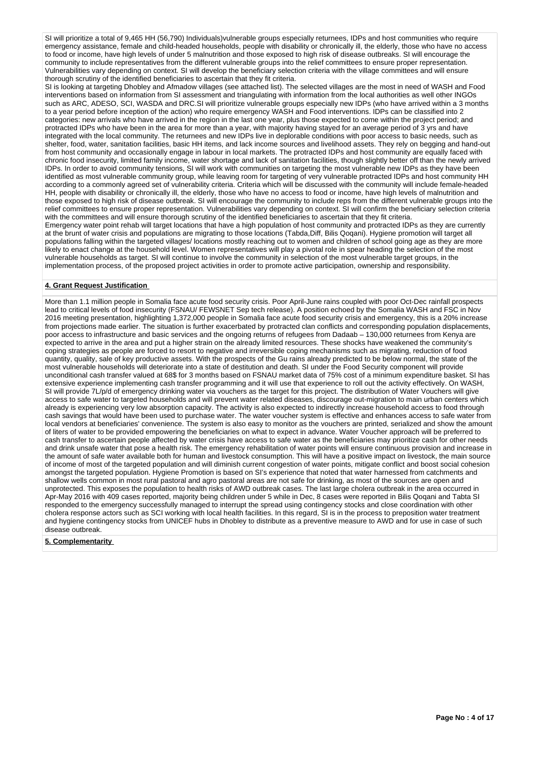SI will prioritize a total of 9,465 HH (56,790) Individuals)vulnerable groups especially returnees, IDPs and host communities who require emergency assistance, female and child-headed households, people with disability or chronically ill, the elderly, those who have no access to food or income, have high levels of under 5 malnutrition and those exposed to high risk of disease outbreaks. SI will encourage the community to include representatives from the different vulnerable groups into the relief committees to ensure proper representation. Vulnerabilities vary depending on context. SI will develop the beneficiary selection criteria with the village committees and will ensure thorough scrutiny of the identified beneficiaries to ascertain that they fit criteria.

SI is looking at targeting Dhobley and Afmadow villages (see attached list). The selected villages are the most in need of WASH and Food interventions based on information from SI assessment and triangulating with information from the local authorities as well other INGOs such as ARC, ADESO, SCI, WASDA and DRC.SI will prioritize vulnerable groups especially new IDPs (who have arrived within a 3 months to a year period before inception of the action) who require emergency WASH and Food interventions. IDPs can be classified into 2 categories: new arrivals who have arrived in the region in the last one year, plus those expected to come within the project period; and protracted IDPs who have been in the area for more than a year, with majority having stayed for an average period of 3 yrs and have integrated with the local community. The returnees and new IDPs live in deplorable conditions with poor access to basic needs, such as shelter, food, water, sanitation facilities, basic HH items, and lack income sources and livelihood assets. They rely on begging and hand-out from host community and occasionally engage in labour in local markets. The protracted IDPs and host community are equally faced with chronic food insecurity, limited family income, water shortage and lack of sanitation facilities, though slightly better off than the newly arrived IDPs. In order to avoid community tensions, SI will work with communities on targeting the most vulnerable new IDPs as they have been identified as most vulnerable community group, while leaving room for targeting of very vulnerable protracted IDPs and host community HH according to a commonly agreed set of vulnerability criteria. Criteria which will be discussed with the community will include female-headed HH, people with disability or chronically ill, the elderly, those who have no access to food or income, have high levels of malnutrition and those exposed to high risk of disease outbreak. SI will encourage the community to include reps from the different vulnerable groups into the relief committees to ensure proper representation. Vulnerabilities vary depending on context. SI will confirm the beneficiary selection criteria with the committees and will ensure thorough scrutiny of the identified beneficiaries to ascertain that they fit criteria.

Emergency water point rehab will target locations that have a high population of host community and protracted IDPs as they are currently at the brunt of water crisis and populations are migrating to those locations (Tabda,Diff, Bilis Qoqani). Hygiene promotion will target all populations falling within the targeted villages/ locations mostly reaching out to women and children of school going age as they are more likely to enact change at the household level. Women representatives will play a pivotal role in spear heading the selection of the most vulnerable households as target. SI will continue to involve the community in selection of the most vulnerable target groups, in the implementation process, of the proposed project activities in order to promote active participation, ownership and responsibility.

**4. Grant Request Justification**

More than 1.1 million people in Somalia face acute food security crisis. Poor April-June rains coupled with poor Oct-Dec rainfall prospects lead to critical levels of food insecurity (FSNAU/ FEWSNET Sep tech release). A position echoed by the Somalia WASH and FSC in Nov 2016 meeting presentation, highlighting 1,372,000 people in Somalia face acute food security crisis and emergency, this is a 20% increase from projections made earlier. The situation is further exacerbated by protracted clan conflicts and corresponding population displacements, poor access to infrastructure and basic services and the ongoing returns of refugees from Dadaab – 130,000 returnees from Kenya are expected to arrive in the area and put a higher strain on the already limited resources. These shocks have weakened the community's coping strategies as people are forced to resort to negative and irreversible coping mechanisms such as migrating, reduction of food quantity, quality, sale of key productive assets. With the prospects of the Gu rains already predicted to be below normal, the state of the most vulnerable households will deteriorate into a state of destitution and death. SI under the Food Security component will provide unconditional cash transfer valued at 68$ for 3 months based on FSNAU market data of 75% cost of a minimum expenditure basket. SI has extensive experience implementing cash transfer programming and it will use that experience to roll out the activity effectively. On WASH, SI will provide 7L/p/d of emergency drinking water via vouchers as the target for this project. The distribution of Water Vouchers will give access to safe water to targeted households and will prevent water related diseases, discourage out-migration to main urban centers which already is experiencing very low absorption capacity. The activity is also expected to indirectly increase household access to food through cash savings that would have been used to purchase water. The water voucher system is effective and enhances access to safe water from local vendors at beneficiaries' convenience. The system is also easy to monitor as the vouchers are printed, serialized and show the amount of liters of water to be provided empowering the beneficiaries on what to expect in advance. Water Voucher approach will be preferred to cash transfer to ascertain people affected by water crisis have access to safe water as the beneficiaries may prioritize cash for other needs and drink unsafe water that pose a health risk. The emergency rehabilitation of water points will ensure continuous provision and increase in the amount of safe water available both for human and livestock consumption. This will have a positive impact on livestock, the main source of income of most of the targeted population and will diminish current congestion of water points, mitigate conflict and boost social cohesion amongst the targeted population. Hygiene Promotion is based on SI's experience that noted that water harnessed from catchments and shallow wells common in most rural pastoral and agro pastoral areas are not safe for drinking, as most of the sources are open and unprotected. This exposes the population to health risks of AWD outbreak cases. The last large cholera outbreak in the area occurred in Apr-May 2016 with 409 cases reported, majority being children under 5 while in Dec, 8 cases were reported in Bilis Qoqani and Tabta SI responded to the emergency successfully managed to interrupt the spread using contingency stocks and close coordination with other cholera response actors such as SCI working with local health facilities. In this regard, SI is in the process to preposition water treatment and hygiene contingency stocks from UNICEF hubs in Dhobley to distribute as a preventive measure to AWD and for use in case of such disease outbreak.

**5. Complementarity**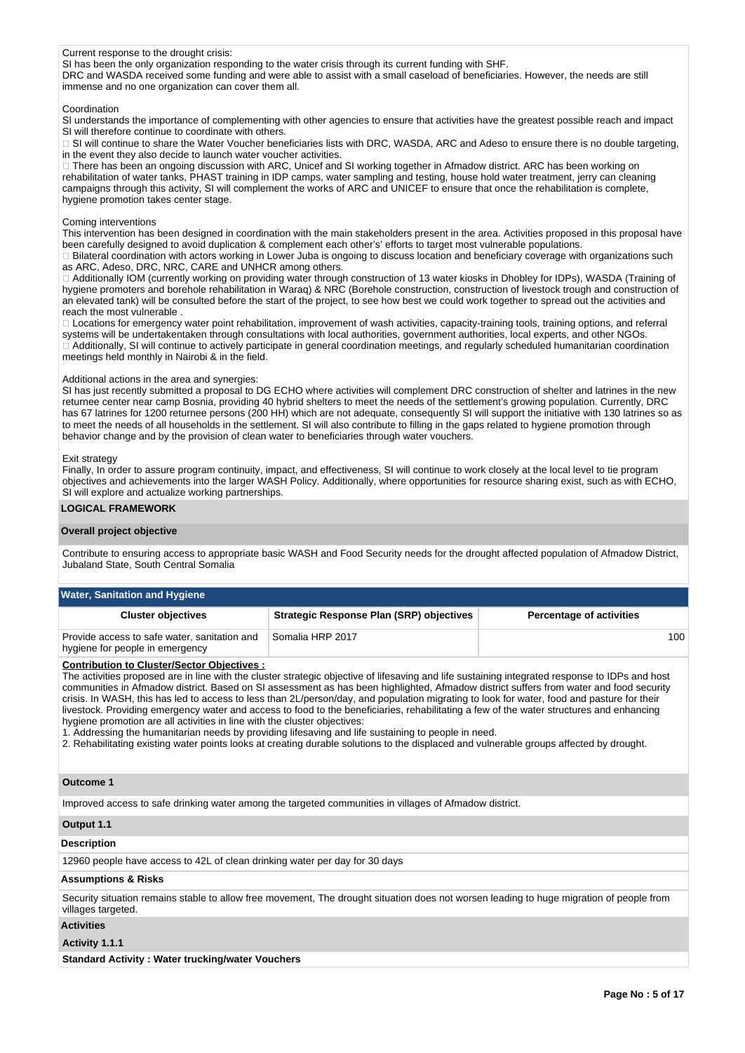Current response to the drought crisis:
SI has been the only organization responding to the water crisis through its current funding with SHF.
DRC and WASDA received some funding and were able to assist with a small caseload of beneficiaries. However, the needs are still immense and no one organization can cover them all.

Coordination
SI understands the importance of complementing with other agencies to ensure that activities have the greatest possible reach and impact SI will therefore continue to coordinate with others.
 SI will continue to share the Water Voucher beneficiaries lists with DRC, WASDA, ARC and Adeso to ensure there is no double targeting, in the event they also decide to launch water voucher activities.
 There has been an ongoing discussion with ARC, Unicef and SI working together in Afmadow district. ARC has been working on rehabilitation of water tanks, PHAST training in IDP camps, water sampling and testing, house hold water treatment, jerry can cleaning campaigns through this activity, SI will complement the works of ARC and UNICEF to ensure that once the rehabilitation is complete, hygiene promotion takes center stage.

Coming interventions
This intervention has been designed in coordination with the main stakeholders present in the area. Activities proposed in this proposal have been carefully designed to avoid duplication & complement each other's' efforts to target most vulnerable populations.
 Bilateral coordination with actors working in Lower Juba is ongoing to discuss location and beneficiary coverage with organizations such as ARC, Adeso, DRC, NRC, CARE and UNHCR among others.
 Additionally IOM (currently working on providing water through construction of 13 water kiosks in Dhobley for IDPs), WASDA (Training of hygiene promoters and borehole rehabilitation in Waraq) & NRC (Borehole construction, construction of livestock trough and construction of an elevated tank) will be consulted before the start of the project, to see how best we could work together to spread out the activities and reach the most vulnerable .
 Locations for emergency water point rehabilitation, improvement of wash activities, capacity-training tools, training options, and referral systems will be undertakentaken through consultations with local authorities, government authorities, local experts, and other NGOs.
 Additionally, SI will continue to actively participate in general coordination meetings, and regularly scheduled humanitarian coordination meetings held monthly in Nairobi & in the field.

Additional actions in the area and synergies:
SI has just recently submitted a proposal to DG ECHO where activities will complement DRC construction of shelter and latrines in the new returnee center near camp Bosnia, providing 40 hybrid shelters to meet the needs of the settlement's growing population. Currently, DRC has 67 latrines for 1200 returnee persons (200 HH) which are not adequate, consequently SI will support the initiative with 130 latrines so as to meet the needs of all households in the settlement. SI will also contribute to filling in the gaps related to hygiene promotion through behavior change and by the provision of clean water to beneficiaries through water vouchers.

Exit strategy
Finally, In order to assure program continuity, impact, and effectiveness, SI will continue to work closely at the local level to tie program objectives and achievements into the larger WASH Policy. Additionally, where opportunities for resource sharing exist, such as with ECHO, SI will explore and actualize working partnerships.

## LOGICAL FRAMEWORK

### Overall project objective

Contribute to ensuring access to appropriate basic WASH and Food Security needs for the drought affected population of Afmadow District, Jubaland State, South Central Somalia

### Water, Sanitation and Hygiene

| Cluster objectives | Strategic Response Plan (SRP) objectives | Percentage of activities |
|---|---|---|
| Provide access to safe water, sanitation and hygiene for people in emergency | Somalia HRP 2017 | 100 |

**Contribution to Cluster/Sector Objectives :**
The activities proposed are in line with the cluster strategic objective of lifesaving and life sustaining integrated response to IDPs and host communities in Afmadow district. Based on SI assessment as has been highlighted, Afmadow district suffers from water and food security crisis. In WASH, this has led to access to less than 2L/person/day, and population migrating to look for water, food and pasture for their livestock. Providing emergency water and access to food to the beneficiaries, rehabilitating a few of the water structures and enhancing hygiene promotion are all activities in line with the cluster objectives:
1. Addressing the humanitarian needs by providing lifesaving and life sustaining to people in need.
2. Rehabilitating existing water points looks at creating durable solutions to the displaced and vulnerable groups affected by drought.

### Outcome 1

Improved access to safe drinking water among the targeted communities in villages of Afmadow district.

### Output 1.1

**Description**

12960 people have access to 42L of clean drinking water per day for 30 days

**Assumptions & Risks**

Security situation remains stable to allow free movement, The drought situation does not worsen leading to huge migration of people from villages targeted.

**Activities**

**Activity 1.1.1**

**Standard Activity : Water trucking/water Vouchers**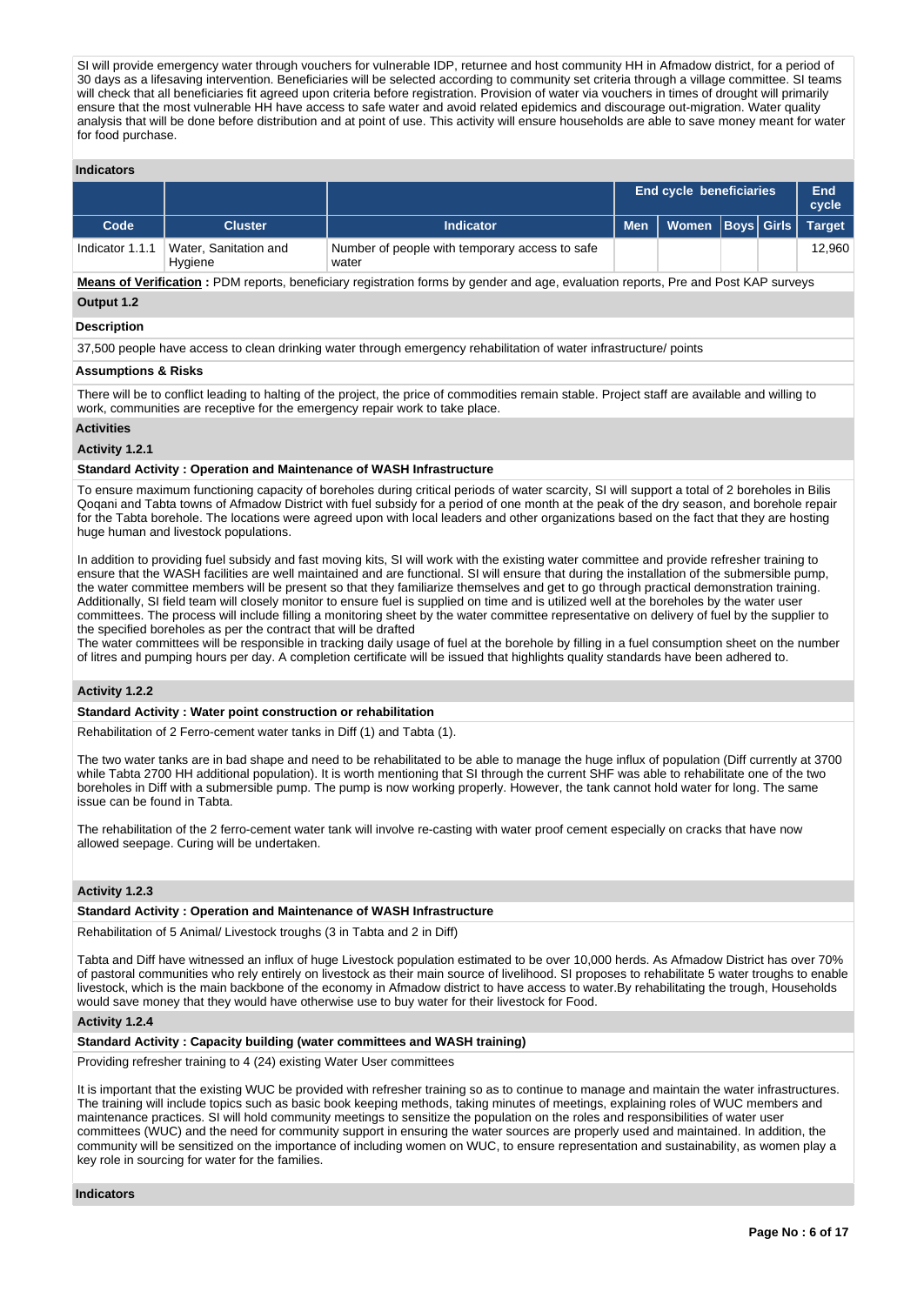SI will provide emergency water through vouchers for vulnerable IDP, returnee and host community HH in Afmadow district, for a period of 30 days as a lifesaving intervention. Beneficiaries will be selected according to community set criteria through a village committee. SI teams will check that all beneficiaries fit agreed upon criteria before registration. Provision of water via vouchers in times of drought will primarily ensure that the most vulnerable HH have access to safe water and avoid related epidemics and discourage out-migration. Water quality analysis that will be done before distribution and at point of use. This activity will ensure households are able to save money meant for water for food purchase.

**Indicators**

| | | | End cycle beneficiaries | | | | End cycle |
|---|---|---|---|---|---|---|---|
| Code | Cluster | Indicator | Men | Women | Boys | Girls | Target |
| Indicator 1.1.1 | Water, Sanitation and Hygiene | Number of people with temporary access to safe water | | | | | 12,960 |

**Means of Verification :** PDM reports, beneficiary registration forms by gender and age, evaluation reports, Pre and Post KAP surveys

**Output 1.2**

**Description**

37,500 people have access to clean drinking water through emergency rehabilitation of water infrastructure/ points

**Assumptions & Risks**

There will be to conflict leading to halting of the project, the price of commodities remain stable. Project staff are available and willing to work, communities are receptive for the emergency repair work to take place.

**Activities**

**Activity 1.2.1**

**Standard Activity : Operation and Maintenance of WASH Infrastructure**

To ensure maximum functioning capacity of boreholes during critical periods of water scarcity, SI will support a total of 2 boreholes in Bilis Qoqani and Tabta towns of Afmadow District with fuel subsidy for a period of one month at the peak of the dry season, and borehole repair for the Tabta borehole. The locations were agreed upon with local leaders and other organizations based on the fact that they are hosting huge human and livestock populations.

In addition to providing fuel subsidy and fast moving kits, SI will work with the existing water committee and provide refresher training to ensure that the WASH facilities are well maintained and are functional. SI will ensure that during the installation of the submersible pump, the water committee members will be present so that they familiarize themselves and get to go through practical demonstration training. Additionally, SI field team will closely monitor to ensure fuel is supplied on time and is utilized well at the boreholes by the water user committees. The process will include filling a monitoring sheet by the water committee representative on delivery of fuel by the supplier to the specified boreholes as per the contract that will be drafted
The water committees will be responsible in tracking daily usage of fuel at the borehole by filling in a fuel consumption sheet on the number of litres and pumping hours per day. A completion certificate will be issued that highlights quality standards have been adhered to.

**Activity 1.2.2**

**Standard Activity : Water point construction or rehabilitation**

Rehabilitation of 2 Ferro-cement water tanks in Diff (1) and Tabta (1).

The two water tanks are in bad shape and need to be rehabilitated to be able to manage the huge influx of population (Diff currently at 3700 while Tabta 2700 HH additional population). It is worth mentioning that SI through the current SHF was able to rehabilitate one of the two boreholes in Diff with a submersible pump. The pump is now working properly. However, the tank cannot hold water for long. The same issue can be found in Tabta.

The rehabilitation of the 2 ferro-cement water tank will involve re-casting with water proof cement especially on cracks that have now allowed seepage. Curing will be undertaken.

**Activity 1.2.3**

**Standard Activity : Operation and Maintenance of WASH Infrastructure**

Rehabilitation of 5 Animal/ Livestock troughs (3 in Tabta and 2 in Diff)

Tabta and Diff have witnessed an influx of huge Livestock population estimated to be over 10,000 herds. As Afmadow District has over 70% of pastoral communities who rely entirely on livestock as their main source of livelihood. SI proposes to rehabilitate 5 water troughs to enable livestock, which is the main backbone of the economy in Afmadow district to have access to water.By rehabilitating the trough, Households would save money that they would have otherwise use to buy water for their livestock for Food.

**Activity 1.2.4**

**Standard Activity : Capacity building (water committees and WASH training)**

Providing refresher training to 4 (24) existing Water User committees

It is important that the existing WUC be provided with refresher training so as to continue to manage and maintain the water infrastructures. The training will include topics such as basic book keeping methods, taking minutes of meetings, explaining roles of WUC members and maintenance practices. SI will hold community meetings to sensitize the population on the roles and responsibilities of water user committees (WUC) and the need for community support in ensuring the water sources are properly used and maintained. In addition, the community will be sensitized on the importance of including women on WUC, to ensure representation and sustainability, as women play a key role in sourcing for water for the families.

**Indicators**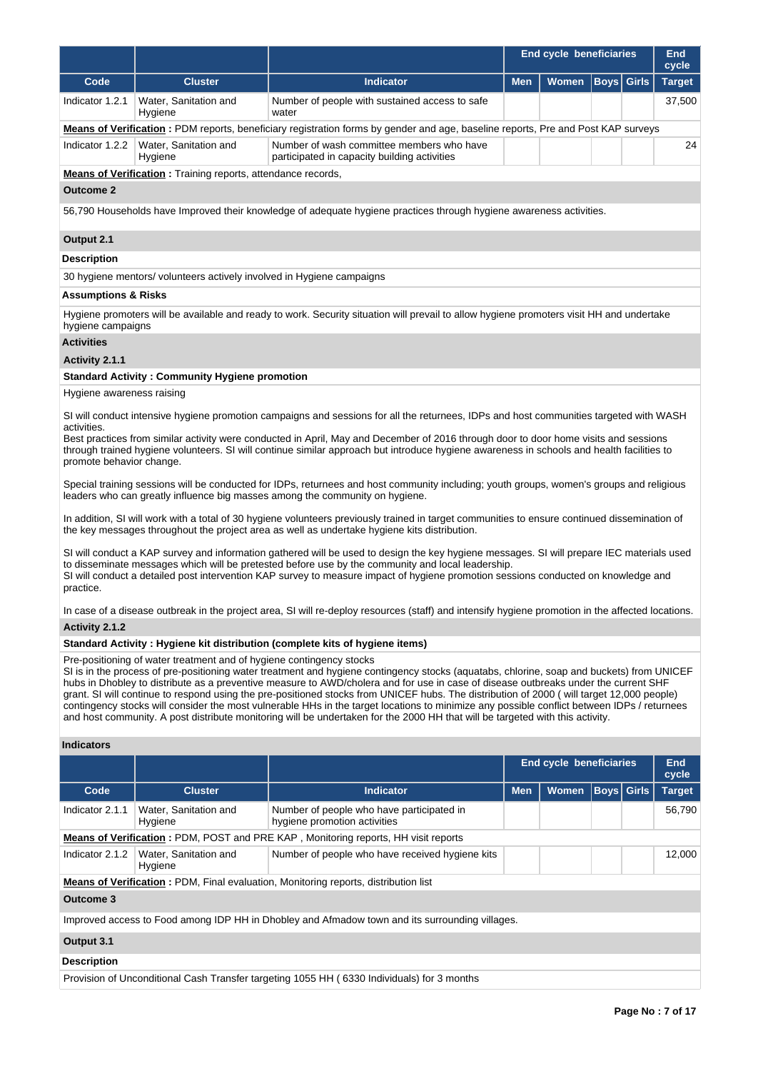| | | | End cycle beneficiaries | | | | End cycle |
|---|---|---|---|---|---|---|---|
| **Code** | **Cluster** | **Indicator** | **Men** | **Women** | **Boys** | **Girls** | **Target** |
| Indicator 1.2.1 | Water, Sanitation and Hygiene | Number of people with sustained access to safe water | | | | | 37,500 |

**Means of Verification :** PDM reports, beneficiary registration forms by gender and age, baseline reports, Pre and Post KAP surveys

| | | | | | | | |
|---|---|---|---|---|---|---|---|
| Indicator 1.2.2 | Water, Sanitation and Hygiene | Number of wash committee members who have participated in capacity building activities | | | | | 24 |

**Means of Verification :** Training reports, attendance records,

**Outcome 2**

56,790 Households have Improved their knowledge of adequate hygiene practices through hygiene awareness activities.

**Output 2.1**

**Description**

30 hygiene mentors/ volunteers actively involved in Hygiene campaigns

**Assumptions & Risks**

Hygiene promoters will be available and ready to work. Security situation will prevail to allow hygiene promoters visit HH and undertake hygiene campaigns

**Activities**

**Activity 2.1.1**

**Standard Activity : Community Hygiene promotion**

Hygiene awareness raising

SI will conduct intensive hygiene promotion campaigns and sessions for all the returnees, IDPs and host communities targeted with WASH activities.
Best practices from similar activity were conducted in April, May and December of 2016 through door to door home visits and sessions through trained hygiene volunteers. SI will continue similar approach but introduce hygiene awareness in schools and health facilities to promote behavior change.

Special training sessions will be conducted for IDPs, returnees and host community including; youth groups, women's groups and religious leaders who can greatly influence big masses among the community on hygiene.

In addition, SI will work with a total of 30 hygiene volunteers previously trained in target communities to ensure continued dissemination of the key messages throughout the project area as well as undertake hygiene kits distribution.

SI will conduct a KAP survey and information gathered will be used to design the key hygiene messages. SI will prepare IEC materials used to disseminate messages which will be pretested before use by the community and local leadership.
SI will conduct a detailed post intervention KAP survey to measure impact of hygiene promotion sessions conducted on knowledge and practice.

In case of a disease outbreak in the project area, SI will re-deploy resources (staff) and intensify hygiene promotion in the affected locations.

**Activity 2.1.2**

**Standard Activity : Hygiene kit distribution (complete kits of hygiene items)**

Pre-positioning of water treatment and of hygiene contingency stocks
SI is in the process of pre-positioning water treatment and hygiene contingency stocks (aquatabs, chlorine, soap and buckets) from UNICEF hubs in Dhobley to distribute as a preventive measure to AWD/cholera and for use in case of disease outbreaks under the current SHF grant. SI will continue to respond using the pre-positioned stocks from UNICEF hubs. The distribution of 2000 ( will target 12,000 people) contingency stocks will consider the most vulnerable HHs in the target locations to minimize any possible conflict between IDPs / returnees and host community. A post distribute monitoring will be undertaken for the 2000 HH that will be targeted with this activity.

**Indicators**

| | | | End cycle beneficiaries | | | | End cycle |
|---|---|---|---|---|---|---|---|
| **Code** | **Cluster** | **Indicator** | **Men** | **Women** | **Boys** | **Girls** | **Target** |
| Indicator 2.1.1 | Water, Sanitation and Hygiene | Number of people who have participated in hygiene promotion activities | | | | | 56,790 |

**Means of Verification :** PDM, POST and PRE KAP , Monitoring reports, HH visit reports

| | | | | | | | |
|---|---|---|---|---|---|---|---|
| Indicator 2.1.2 | Water, Sanitation and Hygiene | Number of people who have received hygiene kits | | | | | 12,000 |

**Means of Verification :** PDM, Final evaluation, Monitoring reports, distribution list

**Outcome 3**

Improved access to Food among IDP HH in Dhobley and Afmadow town and its surrounding villages.

**Output 3.1**

**Description**

Provision of Unconditional Cash Transfer targeting 1055 HH ( 6330 Individuals) for 3 months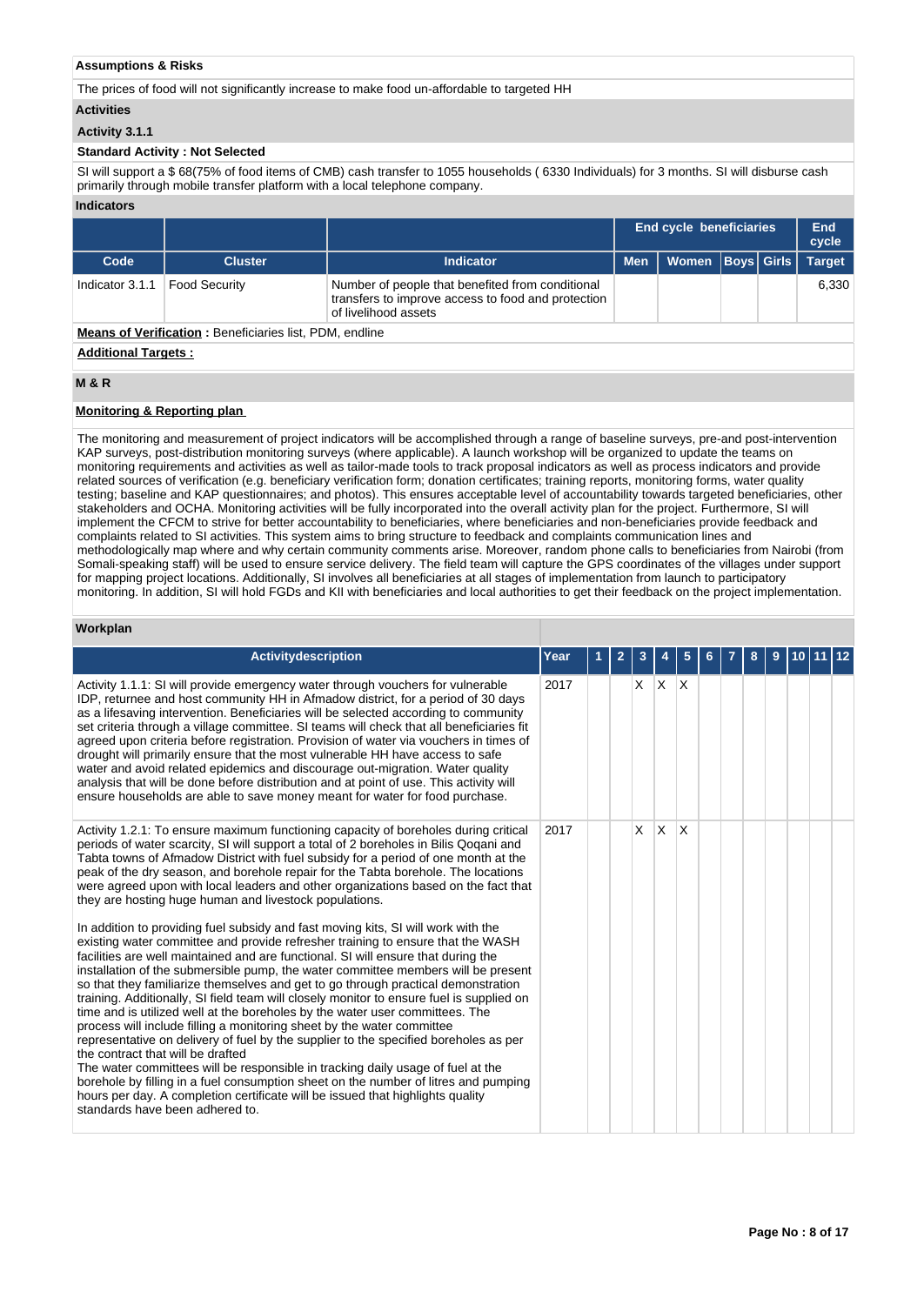**Assumptions & Risks**

The prices of food will not significantly increase to make food un-affordable to targeted HH

**Activities**

**Activity 3.1.1**

**Standard Activity : Not Selected**

SI will support a $ 68(75% of food items of CMB) cash transfer to 1055 households ( 6330 Individuals) for 3 months. SI will disburse cash primarily through mobile transfer platform with a local telephone company.

**Indicators**

| | | | End cycle beneficiaries | | | | End cycle |
|---|---|---|---|---|---|---|---|
| **Code** | **Cluster** | **Indicator** | **Men** | **Women** | **Boys** | **Girls** | **Target** |
| Indicator 3.1.1 | Food Security | Number of people that benefited from conditional transfers to improve access to food and protection of livelihood assets | | | | | 6,330 |

**Means of Verification :** Beneficiaries list, PDM, endline

**Additional Targets :**

**M & R**

**Monitoring & Reporting plan**

The monitoring and measurement of project indicators will be accomplished through a range of baseline surveys, pre-and post-intervention KAP surveys, post-distribution monitoring surveys (where applicable). A launch workshop will be organized to update the teams on monitoring requirements and activities as well as tailor-made tools to track proposal indicators as well as process indicators and provide related sources of verification (e.g. beneficiary verification form; donation certificates; training reports, monitoring forms, water quality testing; baseline and KAP questionnaires; and photos). This ensures acceptable level of accountability towards targeted beneficiaries, other stakeholders and OCHA. Monitoring activities will be fully incorporated into the overall activity plan for the project. Furthermore, SI will implement the CFCM to strive for better accountability to beneficiaries, where beneficiaries and non-beneficiaries provide feedback and complaints related to SI activities. This system aims to bring structure to feedback and complaints communication lines and methodologically map where and why certain community comments arise. Moreover, random phone calls to beneficiaries from Nairobi (from Somali-speaking staff) will be used to ensure service delivery. The field team will capture the GPS coordinates of the villages under support for mapping project locations. Additionally, SI involves all beneficiaries at all stages of implementation from launch to participatory monitoring. In addition, SI will hold FGDs and KII with beneficiaries and local authorities to get their feedback on the project implementation.

**Workplan**

| Activitydescription | Year | 1 | 2 | 3 | 4 | 5 | 6 | 7 | 8 | 9 | 10 | 11 | 12 |
|---|---|---|---|---|---|---|---|---|---|---|---|---|---|
| Activity 1.1.1: SI will provide emergency water through vouchers for vulnerable IDP, returnee and host community HH in Afmadow district, for a period of 30 days as a lifesaving intervention. Beneficiaries will be selected according to community set criteria through a village committee. SI teams will check that all beneficiaries fit agreed upon criteria before registration. Provision of water via vouchers in times of drought will primarily ensure that the most vulnerable HH have access to safe water and avoid related epidemics and discourage out-migration. Water quality analysis that will be done before distribution and at point of use. This activity will ensure households are able to save money meant for water for food purchase. | 2017 | | | X | X | X | | | | | | | |
| Activity 1.2.1: To ensure maximum functioning capacity of boreholes during critical periods of water scarcity, SI will support a total of 2 boreholes in Bilis Qoqani and Tabta towns of Afmadow District with fuel subsidy for a period of one month at the peak of the dry season, and borehole repair for the Tabta borehole. The locations were agreed upon with local leaders and other organizations based on the fact that they are hosting huge human and livestock populations.<br><br>In addition to providing fuel subsidy and fast moving kits, SI will work with the existing water committee and provide refresher training to ensure that the WASH facilities are well maintained and are functional. SI will ensure that during the installation of the submersible pump, the water committee members will be present so that they familiarize themselves and get to go through practical demonstration training. Additionally, SI field team will closely monitor to ensure fuel is supplied on time and is utilized well at the boreholes by the water user committees. The process will include filling a monitoring sheet by the water committee representative on delivery of fuel by the supplier to the specified boreholes as per the contract that will be drafted<br>The water committees will be responsible in tracking daily usage of fuel at the borehole by filling in a fuel consumption sheet on the number of litres and pumping hours per day. A completion certificate will be issued that highlights quality standards have been adhered to. | 2017 | | | X | X | X | | | | | | | |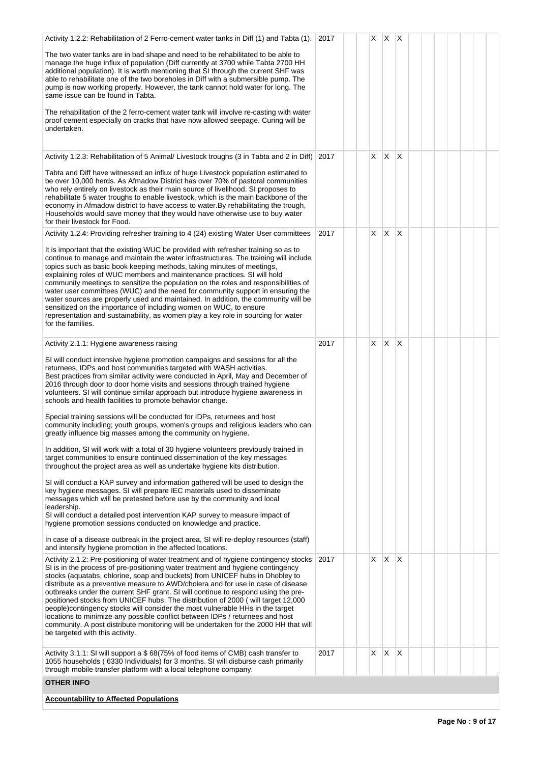| Activity | Year | | | | | | | | | | | | | |
|---|---|---|---|---|---|---|---|---|---|---|---|---|---|---|
| Activity 1.2.2: Rehabilitation of 2 Ferro-cement water tanks in Diff (1) and Tabta (1).<br><br>The two water tanks are in bad shape and need to be rehabilitated to be able to manage the huge influx of population (Diff currently at 3700 while Tabta 2700 HH additional population). It is worth mentioning that SI through the current SHF was able to rehabilitate one of the two boreholes in Diff with a submersible pump. The pump is now working properly. However, the tank cannot hold water for long. The same issue can be found in Tabta.<br><br>The rehabilitation of the 2 ferro-cement water tank will involve re-casting with water proof cement especially on cracks that have now allowed seepage. Curing will be undertaken. | 2017 | | | X | X | X | | | | | | | | |
| Activity 1.2.3: Rehabilitation of 5 Animal/ Livestock troughs (3 in Tabta and 2 in Diff)<br><br>Tabta and Diff have witnessed an influx of huge Livestock population estimated to be over 10,000 herds. As Afmadow District has over 70% of pastoral communities who rely entirely on livestock as their main source of livelihood. SI proposes to rehabilitate 5 water troughs to enable livestock, which is the main backbone of the economy in Afmadow district to have access to water.By rehabilitating the trough, Households would save money that they would have otherwise use to buy water for their livestock for Food. | 2017 | | | X | X | X | | | | | | | | |
| Activity 1.2.4: Providing refresher training to 4 (24) existing Water User committees<br><br>It is important that the existing WUC be provided with refresher training so as to continue to manage and maintain the water infrastructures. The training will include topics such as basic book keeping methods, taking minutes of meetings, explaining roles of WUC members and maintenance practices. SI will hold community meetings to sensitize the population on the roles and responsibilities of water user committees (WUC) and the need for community support in ensuring the water sources are properly used and maintained. In addition, the community will be sensitized on the importance of including women on WUC, to ensure representation and sustainability, as women play a key role in sourcing for water for the families. | 2017 | | | X | X | X | | | | | | | | |
| Activity 2.1.1: Hygiene awareness raising<br><br>SI will conduct intensive hygiene promotion campaigns and sessions for all the returnees, IDPs and host communities targeted with WASH activities.<br>Best practices from similar activity were conducted in April, May and December of 2016 through door to door home visits and sessions through trained hygiene volunteers. SI will continue similar approach but introduce hygiene awareness in schools and health facilities to promote behavior change.<br><br>Special training sessions will be conducted for IDPs, returnees and host community including; youth groups, women's groups and religious leaders who can greatly influence big masses among the community on hygiene.<br><br>In addition, SI will work with a total of 30 hygiene volunteers previously trained in target communities to ensure continued dissemination of the key messages throughout the project area as well as undertake hygiene kits distribution.<br><br>SI will conduct a KAP survey and information gathered will be used to design the key hygiene messages. SI will prepare IEC materials used to disseminate messages which will be pretested before use by the community and local leadership.<br>SI will conduct a detailed post intervention KAP survey to measure impact of hygiene promotion sessions conducted on knowledge and practice.<br><br>In case of a disease outbreak in the project area, SI will re-deploy resources (staff) and intensify hygiene promotion in the affected locations. | 2017 | | | X | X | X | | | | | | | | |
| Activity 2.1.2: Pre-positioning of water treatment and of hygiene contingency stocks<br>SI is in the process of pre-positioning water treatment and hygiene contingency stocks (aquatabs, chlorine, soap and buckets) from UNICEF hubs in Dhobley to distribute as a preventive measure to AWD/cholera and for use in case of disease outbreaks under the current SHF grant. SI will continue to respond using the pre-positioned stocks from UNICEF hubs. The distribution of 2000 ( will target 12,000 people)contingency stocks will consider the most vulnerable HHs in the target locations to minimize any possible conflict between IDPs / returnees and host community. A post distribute monitoring will be undertaken for the 2000 HH that will be targeted with this activity. | 2017 | | | X | X | X | | | | | | | | |
| Activity 3.1.1: SI will support a $ 68(75% of food items of CMB) cash transfer to 1055 households ( 6330 Individuals) for 3 months. SI will disburse cash primarily through mobile transfer platform with a local telephone company. | 2017 | | | X | X | X | | | | | | | | |

**OTHER INFO**

**Accountability to Affected Populations**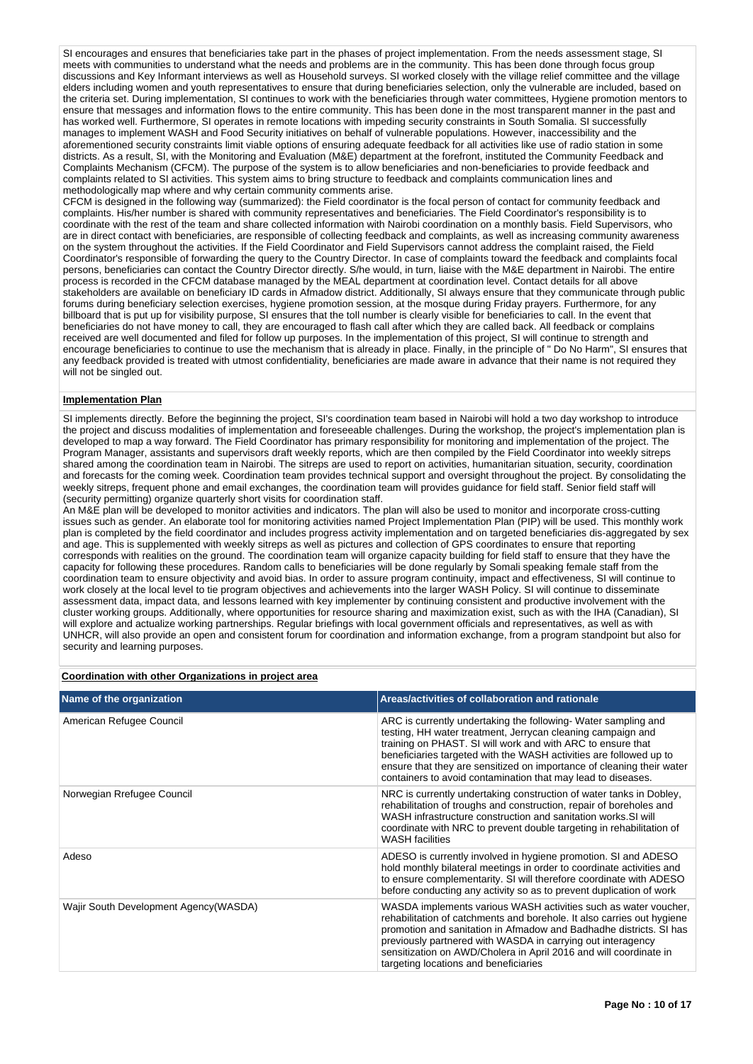SI encourages and ensures that beneficiaries take part in the phases of project implementation. From the needs assessment stage, SI meets with communities to understand what the needs and problems are in the community. This has been done through focus group discussions and Key Informant interviews as well as Household surveys. SI worked closely with the village relief committee and the village elders including women and youth representatives to ensure that during beneficiaries selection, only the vulnerable are included, based on the criteria set. During implementation, SI continues to work with the beneficiaries through water committees, Hygiene promotion mentors to ensure that messages and information flows to the entire community. This has been done in the most transparent manner in the past and has worked well. Furthermore, SI operates in remote locations with impeding security constraints in South Somalia. SI successfully manages to implement WASH and Food Security initiatives on behalf of vulnerable populations. However, inaccessibility and the aforementioned security constraints limit viable options of ensuring adequate feedback for all activities like use of radio station in some districts. As a result, SI, with the Monitoring and Evaluation (M&E) department at the forefront, instituted the Community Feedback and Complaints Mechanism (CFCM). The purpose of the system is to allow beneficiaries and non-beneficiaries to provide feedback and complaints related to SI activities. This system aims to bring structure to feedback and complaints communication lines and methodologically map where and why certain community comments arise.

CFCM is designed in the following way (summarized): the Field coordinator is the focal person of contact for community feedback and complaints. His/her number is shared with community representatives and beneficiaries. The Field Coordinator's responsibility is to coordinate with the rest of the team and share collected information with Nairobi coordination on a monthly basis. Field Supervisors, who are in direct contact with beneficiaries, are responsible of collecting feedback and complaints, as well as increasing community awareness on the system throughout the activities. If the Field Coordinator and Field Supervisors cannot address the complaint raised, the Field Coordinator's responsible of forwarding the query to the Country Director. In case of complaints toward the feedback and complaints focal persons, beneficiaries can contact the Country Director directly. S/he would, in turn, liaise with the M&E department in Nairobi. The entire process is recorded in the CFCM database managed by the MEAL department at coordination level. Contact details for all above stakeholders are available on beneficiary ID cards in Afmadow district. Additionally, SI always ensure that they communicate through public forums during beneficiary selection exercises, hygiene promotion session, at the mosque during Friday prayers. Furthermore, for any billboard that is put up for visibility purpose, SI ensures that the toll number is clearly visible for beneficiaries to call. In the event that beneficiaries do not have money to call, they are encouraged to flash call after which they are called back. All feedback or complains received are well documented and filed for follow up purposes. In the implementation of this project, SI will continue to strength and encourage beneficiaries to continue to use the mechanism that is already in place. Finally, in the principle of " Do No Harm", SI ensures that any feedback provided is treated with utmost confidentiality, beneficiaries are made aware in advance that their name is not required they will not be singled out.

**Implementation Plan**

SI implements directly. Before the beginning the project, SI's coordination team based in Nairobi will hold a two day workshop to introduce the project and discuss modalities of implementation and foreseeable challenges. During the workshop, the project's implementation plan is developed to map a way forward. The Field Coordinator has primary responsibility for monitoring and implementation of the project. The Program Manager, assistants and supervisors draft weekly reports, which are then compiled by the Field Coordinator into weekly sitreps shared among the coordination team in Nairobi. The sitreps are used to report on activities, humanitarian situation, security, coordination and forecasts for the coming week. Coordination team provides technical support and oversight throughout the project. By consolidating the weekly sitreps, frequent phone and email exchanges, the coordination team will provides guidance for field staff. Senior field staff will (security permitting) organize quarterly short visits for coordination staff.

An M&E plan will be developed to monitor activities and indicators. The plan will also be used to monitor and incorporate cross-cutting issues such as gender. An elaborate tool for monitoring activities named Project Implementation Plan (PIP) will be used. This monthly work plan is completed by the field coordinator and includes progress activity implementation and on targeted beneficiaries dis-aggregated by sex and age. This is supplemented with weekly sitreps as well as pictures and collection of GPS coordinates to ensure that reporting corresponds with realities on the ground. The coordination team will organize capacity building for field staff to ensure that they have the capacity for following these procedures. Random calls to beneficiaries will be done regularly by Somali speaking female staff from the coordination team to ensure objectivity and avoid bias. In order to assure program continuity, impact and effectiveness, SI will continue to work closely at the local level to tie program objectives and achievements into the larger WASH Policy. SI will continue to disseminate assessment data, impact data, and lessons learned with key implementer by continuing consistent and productive involvement with the cluster working groups. Additionally, where opportunities for resource sharing and maximization exist, such as with the IHA (Canadian), SI will explore and actualize working partnerships. Regular briefings with local government officials and representatives, as well as with UNHCR, will also provide an open and consistent forum for coordination and information exchange, from a program standpoint but also for security and learning purposes.

**Coordination with other Organizations in project area**

| Name of the organization | Areas/activities of collaboration and rationale |
|---|---|
| American Refugee Council | ARC is currently undertaking the following- Water sampling and testing, HH water treatment, Jerrycan cleaning campaign and training on PHAST. SI will work and with ARC to ensure that beneficiaries targeted with the WASH activities are followed up to ensure that they are sensitized on importance of cleaning their water containers to avoid contamination that may lead to diseases. |
| Norwegian Rrefugee Council | NRC is currently undertaking construction of water tanks in Dobley, rehabilitation of troughs and construction, repair of boreholes and WASH infrastructure construction and sanitation works.SI will coordinate with NRC to prevent double targeting in rehabilitation of WASH facilities |
| Adeso | ADESO is currently involved in hygiene promotion. SI and ADESO hold monthly bilateral meetings in order to coordinate activities and to ensure complementarity. SI will therefore coordinate with ADESO before conducting any activity so as to prevent duplication of work |
| Wajir South Development Agency(WASDA) | WASDA implements various WASH activities such as water voucher, rehabilitation of catchments and borehole. It also carries out hygiene promotion and sanitation in Afmadow and Badhadhe districts. SI has previously partnered with WASDA in carrying out interagency sensitization on AWD/Cholera in April 2016 and will coordinate in targeting locations and beneficiaries |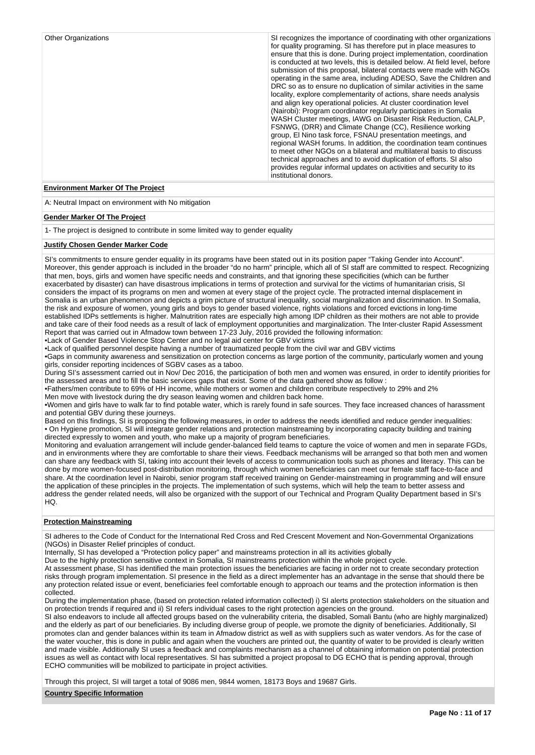| Other Organizations | SI recognizes the importance of coordinating with other organizations for quality programing. SI has therefore put in place measures to ensure that this is done. During project implementation, coordination is conducted at two levels, this is detailed below. At field level, before submission of this proposal, bilateral contacts were made with NGOs operating in the same area, including ADESO, Save the Children and DRC so as to ensure no duplication of similar activities in the same locality, explore complementarity of actions, share needs analysis and align key operational policies. At cluster coordination level (Nairobi): Program coordinator regularly participates in Somalia WASH Cluster meetings, IAWG on Disaster Risk Reduction, CALP, FSNWG, (DRR) and Climate Change (CC), Resilience working group, El Nino task force, FSNAU presentation meetings, and regional WASH forums. In addition, the coordination team continues to meet other NGOs on a bilateral and multilateral basis to discuss technical approaches and to avoid duplication of efforts. SI also provides regular informal updates on activities and security to its institutional donors. |
|---|---|

**Environment Marker Of The Project**

A: Neutral Impact on environment with No mitigation

**Gender Marker Of The Project**

1- The project is designed to contribute in some limited way to gender equality

**Justify Chosen Gender Marker Code**

SI's commitments to ensure gender equality in its programs have been stated out in its position paper "Taking Gender into Account". Moreover, this gender approach is included in the broader "do no harm" principle, which all of SI staff are committed to respect. Recognizing that men, boys, girls and women have specific needs and constraints, and that ignoring these specificities (which can be further exacerbated by disaster) can have disastrous implications in terms of protection and survival for the victims of humanitarian crisis, SI considers the impact of its programs on men and women at every stage of the project cycle. The protracted internal displacement in Somalia is an urban phenomenon and depicts a grim picture of structural inequality, social marginalization and discrimination. In Somalia, the risk and exposure of women, young girls and boys to gender based violence, rights violations and forced evictions in long-time established IDPs settlements is higher. Malnutrition rates are especially high among IDP children as their mothers are not able to provide and take care of their food needs as a result of lack of employment opportunities and marginalization. The Inter-cluster Rapid Assessment Report that was carried out in Afmadow town between 17-23 July, 2016 provided the following information:

•Lack of Gender Based Violence Stop Center and no legal aid center for GBV victims

•Lack of qualified personnel despite having a number of traumatized people from the civil war and GBV victims

•Gaps in community awareness and sensitization on protection concerns as large portion of the community, particularly women and young girls, consider reporting incidences of SGBV cases as a taboo.

During SI's assessment carried out in Nov/ Dec 2016, the participation of both men and women was ensured, in order to identify priorities for the assessed areas and to fill the basic services gaps that exist. Some of the data gathered show as follow :

•Fathers/men contribute to 69% of HH income, while mothers or women and children contribute respectively to 29% and 2%

Men move with livestock during the dry season leaving women and children back home.

•Women and girls have to walk far to find potable water, which is rarely found in safe sources. They face increased chances of harassment and potential GBV during these journeys.

Based on this findings, SI is proposing the following measures, in order to address the needs identified and reduce gender inequalities:

• On Hygiene promotion, SI will integrate gender relations and protection mainstreaming by incorporating capacity building and training directed expressly to women and youth, who make up a majority of program beneficiaries.

Monitoring and evaluation arrangement will include gender-balanced field teams to capture the voice of women and men in separate FGDs, and in environments where they are comfortable to share their views. Feedback mechanisms will be arranged so that both men and women can share any feedback with SI, taking into account their levels of access to communication tools such as phones and literacy. This can be done by more women-focused post-distribution monitoring, through which women beneficiaries can meet our female staff face-to-face and share. At the coordination level in Nairobi, senior program staff received training on Gender-mainstreaming in programming and will ensure the application of these principles in the projects. The implementation of such systems, which will help the team to better assess and address the gender related needs, will also be organized with the support of our Technical and Program Quality Department based in SI's HQ.

**Protection Mainstreaming**

SI adheres to the Code of Conduct for the International Red Cross and Red Crescent Movement and Non-Governmental Organizations (NGOs) in Disaster Relief principles of conduct.

Internally, SI has developed a "Protection policy paper" and mainstreams protection in all its activities globally

Due to the highly protection sensitive context in Somalia, SI mainstreams protection within the whole project cycle.

At assessment phase, SI has identified the main protection issues the beneficiaries are facing in order not to create secondary protection risks through program implementation. SI presence in the field as a direct implementer has an advantage in the sense that should there be any protection related issue or event, beneficiaries feel comfortable enough to approach our teams and the protection information is then collected.

During the implementation phase, (based on protection related information collected) i) SI alerts protection stakeholders on the situation and on protection trends if required and ii) SI refers individual cases to the right protection agencies on the ground.

SI also endeavors to include all affected groups based on the vulnerability criteria, the disabled, Somali Bantu (who are highly marginalized) and the elderly as part of our beneficiaries. By including diverse group of people, we promote the dignity of beneficiaries. Additionally, SI promotes clan and gender balances within its team in Afmadow district as well as with suppliers such as water vendors. As for the case of the water voucher, this is done in public and again when the vouchers are printed out, the quantity of water to be provided is clearly written and made visible. Additionally SI uses a feedback and complaints mechanism as a channel of obtaining information on potential protection issues as well as contact with local representatives. SI has submitted a project proposal to DG ECHO that is pending approval, through ECHO communities will be mobilized to participate in project activities.

Through this project, SI will target a total of 9086 men, 9844 women, 18173 Boys and 19687 Girls.

**Country Specific Information**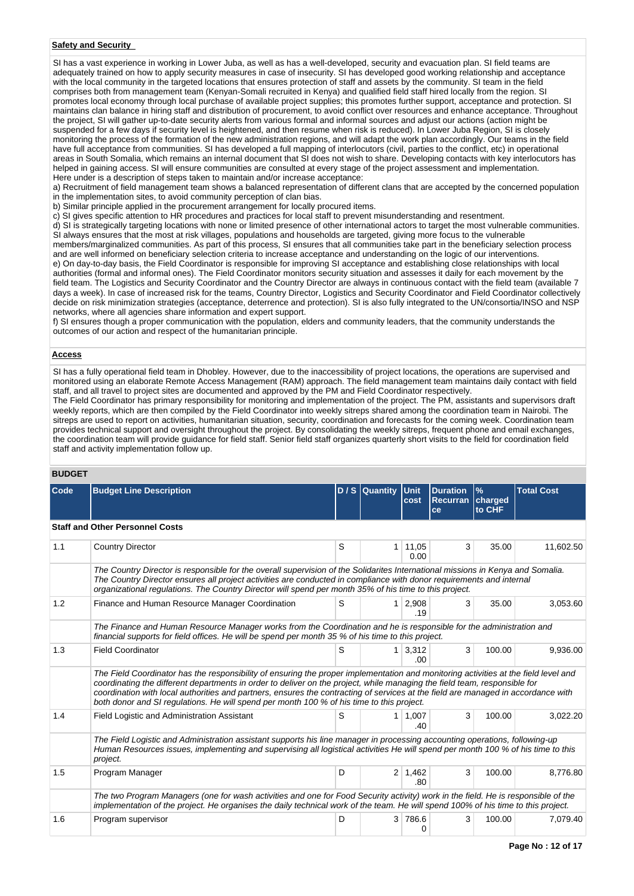**Safety and Security**

SI has a vast experience in working in Lower Juba, as well as has a well-developed, security and evacuation plan. SI field teams are adequately trained on how to apply security measures in case of insecurity. SI has developed good working relationship and acceptance with the local community in the targeted locations that ensures protection of staff and assets by the community. SI team in the field comprises both from management team (Kenyan-Somali recruited in Kenya) and qualified field staff hired locally from the region. SI promotes local economy through local purchase of available project supplies; this promotes further support, acceptance and protection. SI maintains clan balance in hiring staff and distribution of procurement, to avoid conflict over resources and enhance acceptance. Throughout the project, SI will gather up-to-date security alerts from various formal and informal sources and adjust our actions (action might be suspended for a few days if security level is heightened, and then resume when risk is reduced). In Lower Juba Region, SI is closely monitoring the process of the formation of the new administration regions, and will adapt the work plan accordingly. Our teams in the field have full acceptance from communities. SI has developed a full mapping of interlocutors (civil, parties to the conflict, etc) in operational areas in South Somalia, which remains an internal document that SI does not wish to share. Developing contacts with key interlocutors has helped in gaining access. SI will ensure communities are consulted at every stage of the project assessment and implementation.
Here under is a description of steps taken to maintain and/or increase acceptance:

a) Recruitment of field management team shows a balanced representation of different clans that are accepted by the concerned population in the implementation sites, to avoid community perception of clan bias.
b) Similar principle applied in the procurement arrangement for locally procured items.
c) SI gives specific attention to HR procedures and practices for local staff to prevent misunderstanding and resentment.
d) SI is strategically targeting locations with none or limited presence of other international actors to target the most vulnerable communities. SI always ensures that the most at risk villages, populations and households are targeted, giving more focus to the vulnerable members/marginalized communities. As part of this process, SI ensures that all communities take part in the beneficiary selection process and are well informed on beneficiary selection criteria to increase acceptance and understanding on the logic of our interventions.
e) On day-to-day basis, the Field Coordinator is responsible for improving SI acceptance and establishing close relationships with local authorities (formal and informal ones). The Field Coordinator monitors security situation and assesses it daily for each movement by the field team. The Logistics and Security Coordinator and the Country Director are always in continuous contact with the field team (available 7 days a week). In case of increased risk for the teams, Country Director, Logistics and Security Coordinator and Field Coordinator collectively decide on risk minimization strategies (acceptance, deterrence and protection). SI is also fully integrated to the UN/consortia/INSO and NSP networks, where all agencies share information and expert support.
f) SI ensures though a proper communication with the population, elders and community leaders, that the community understands the outcomes of our action and respect of the humanitarian principle.

**Access**

SI has a fully operational field team in Dhobley. However, due to the inaccessibility of project locations, the operations are supervised and monitored using an elaborate Remote Access Management (RAM) approach. The field management team maintains daily contact with field staff, and all travel to project sites are documented and approved by the PM and Field Coordinator respectively.
The Field Coordinator has primary responsibility for monitoring and implementation of the project. The PM, assistants and supervisors draft weekly reports, which are then compiled by the Field Coordinator into weekly sitreps shared among the coordination team in Nairobi. The sitreps are used to report on activities, humanitarian situation, security, coordination and forecasts for the coming week. Coordination team provides technical support and oversight throughout the project. By consolidating the weekly sitreps, frequent phone and email exchanges, the coordination team will provide guidance for field staff. Senior field staff organizes quarterly short visits to the field for coordination field staff and activity implementation follow up.

## BUDGET

| Code | Budget Line Description | D / S | Quantity | Unit cost | Duration Recurrance | % charged to CHF | Total Cost |
|---|---|---|---|---|---|---|---|
| | **Staff and Other Personnel Costs** | | | | | | |
| 1.1 | Country Director | S | 1 | 11,050.00 | 3 | 35.00 | 11,602.50 |
| | *The Country Director is responsible for the overall supervision of the Solidarites International missions in Kenya and Somalia. The Country Director ensures all project activities are conducted in compliance with donor requirements and internal organizational regulations. The Country Director will spend per month 35% of his time to this project.* | | | | | | |
| 1.2 | Finance and Human Resource Manager Coordination | S | 1 | 2,908.19 | 3 | 35.00 | 3,053.60 |
| | *The Finance and Human Resource Manager works from the Coordination and he is responsible for the administration and financial supports for field offices. He will be spend per month 35 % of his time to this project.* | | | | | | |
| 1.3 | Field Coordinator | S | 1 | 3,312.00 | 3 | 100.00 | 9,936.00 |
| | *The Field Coordinator has the responsibility of ensuring the proper implementation and monitoring activities at the field level and coordinating the different departments in order to deliver on the project, while managing the field team, responsible for coordination with local authorities and partners, ensures the contracting of services at the field are managed in accordance with both donor and SI regulations. He will spend per month 100 % of his time to this project.* | | | | | | |
| 1.4 | Field Logistic and Administration Assistant | S | 1 | 1,007.40 | 3 | 100.00 | 3,022.20 |
| | *The Field Logistic and Administration assistant supports his line manager in processing accounting operations, following-up Human Resources issues, implementing and supervising all logistical activities He will spend per month 100 % of his time to this project.* | | | | | | |
| 1.5 | Program Manager | D | 2 | 1,462.80 | 3 | 100.00 | 8,776.80 |
| | *The two Program Managers (one for wash activities and one for Food Security activity) work in the field. He is responsible of the implementation of the project. He organises the daily technical work of the team. He will spend 100% of his time to this project.* | | | | | | |
| 1.6 | Program supervisor | D | 3 | 786.60 | 3 | 100.00 | 7,079.40 |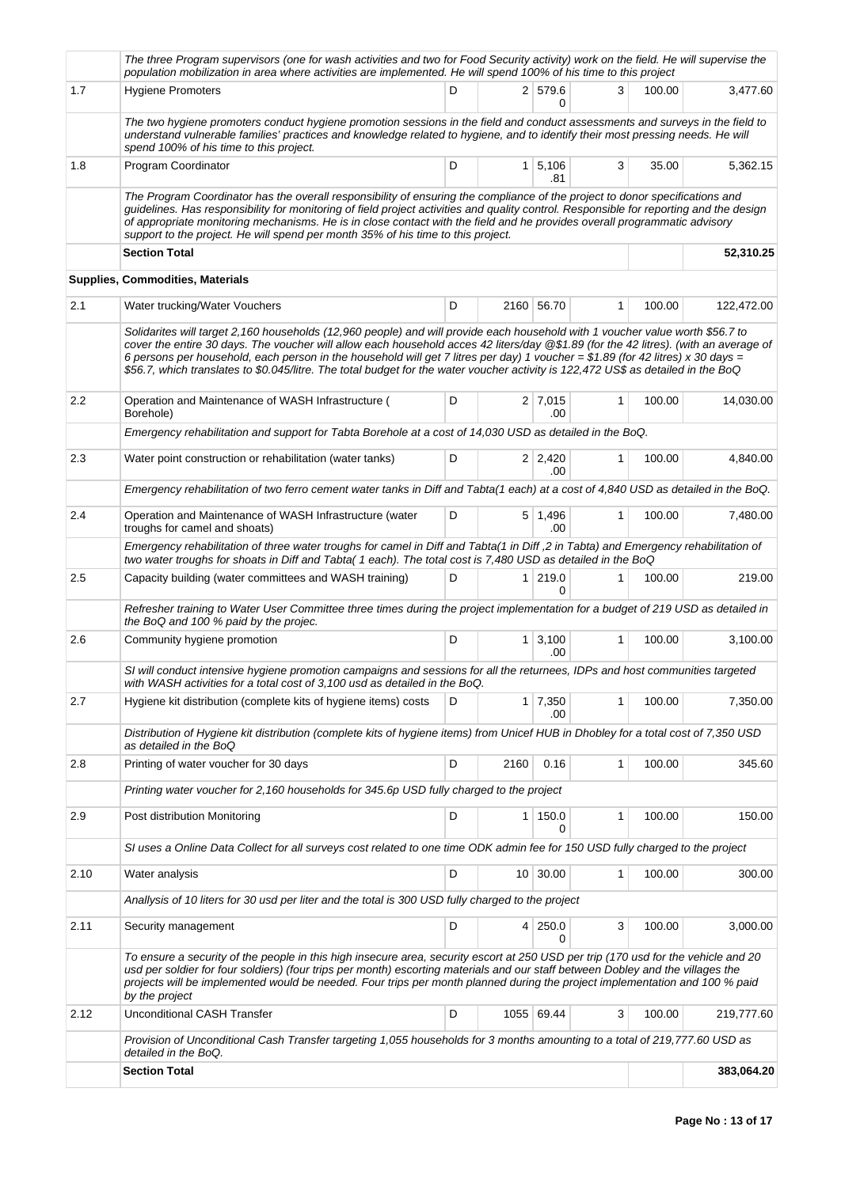| | | | | | | | |
|---|---|---|---|---|---|---|---|
| | The three Program supervisors (one for wash activities and two for Food Security activity) work on the field. He will supervise the population mobilization in area where activities are implemented. He will spend 100% of his time to this project | | | | | | |
| 1.7 | Hygiene Promoters | D | 2 | 579.60 | 3 | 100.00 | 3,477.60 |
| | The two hygiene promoters conduct hygiene promotion sessions in the field and conduct assessments and surveys in the field to understand vulnerable families' practices and knowledge related to hygiene, and to identify their most pressing needs. He will spend 100% of his time to this project. | | | | | | |
| 1.8 | Program Coordinator | D | 1 | 5,106.81 | 3 | 35.00 | 5,362.15 |
| | The Program Coordinator has the overall responsibility of ensuring the compliance of the project to donor specifications and guidelines. Has responsibility for monitoring of field project activities and quality control. Responsible for reporting and the design of appropriate monitoring mechanisms. He is in close contact with the field and he provides overall programmatic advisory support to the project. He will spend per month 35% of his time to this project. | | | | | | |
| | **Section Total** | | | | | | **52,310.25** |
| | **Supplies, Commodities, Materials** | | | | | | |
| 2.1 | Water trucking/Water Vouchers | D | 2160 | 56.70 | 1 | 100.00 | 122,472.00 |
| | Solidarites will target 2,160 households (12,960 people) and will provide each household with 1 voucher value worth $56.7 to cover the entire 30 days. The voucher will allow each household acces 42 liters/day @$1.89 (for the 42 litres). (with an average of 6 persons per household, each person in the household will get 7 litres per day) 1 voucher = $1.89 (for 42 litres) x 30 days = $56.7, which translates to $0.045/litre. The total budget for the water voucher activity is 122,472 US$ as detailed in the BoQ | | | | | | |
| 2.2 | Operation and Maintenance of WASH Infrastructure ( Borehole) | D | 2 | 7,015.00 | 1 | 100.00 | 14,030.00 |
| | Emergency rehabilitation and support for Tabta Borehole at a cost of 14,030 USD as detailed in the BoQ. | | | | | | |
| 2.3 | Water point construction or rehabilitation (water tanks) | D | 2 | 2,420.00 | 1 | 100.00 | 4,840.00 |
| | Emergency rehabilitation of two ferro cement water tanks in Diff and Tabta(1 each) at a cost of 4,840 USD as detailed in the BoQ. | | | | | | |
| 2.4 | Operation and Maintenance of WASH Infrastructure (water troughs for camel and shoats) | D | 5 | 1,496.00 | 1 | 100.00 | 7,480.00 |
| | Emergency rehabilitation of three water troughs for camel in Diff and Tabta(1 in Diff ,2 in Tabta) and Emergency rehabilitation of two water troughs for shoats in Diff and Tabta( 1 each). The total cost is 7,480 USD as detailed in the BoQ | | | | | | |
| 2.5 | Capacity building (water committees and WASH training) | D | 1 | 219.00 | 1 | 100.00 | 219.00 |
| | Refresher training to Water User Committee three times during the project implementation for a budget of 219 USD as detailed in the BoQ and 100 % paid by the projec. | | | | | | |
| 2.6 | Community hygiene promotion | D | 1 | 3,100.00 | 1 | 100.00 | 3,100.00 |
| | SI will conduct intensive hygiene promotion campaigns and sessions for all the returnees, IDPs and host communities targeted with WASH activities for a total cost of 3,100 usd as detailed in the BoQ. | | | | | | |
| 2.7 | Hygiene kit distribution (complete kits of hygiene items) costs | D | 1 | 7,350.00 | 1 | 100.00 | 7,350.00 |
| | Distribution of Hygiene kit distribution (complete kits of hygiene items) from Unicef HUB in Dhobley for a total cost of 7,350 USD as detailed in the BoQ | | | | | | |
| 2.8 | Printing of water voucher for 30 days | D | 2160 | 0.16 | 1 | 100.00 | 345.60 |
| | Printing water voucher for 2,160 households for 345.6p USD fully charged to the project | | | | | | |
| 2.9 | Post distribution Monitoring | D | 1 | 150.00 | 1 | 100.00 | 150.00 |
| | SI uses a Online Data Collect for all surveys cost related to one time ODK admin fee for 150 USD fully charged to the project | | | | | | |
| 2.10 | Water analysis | D | 10 | 30.00 | 1 | 100.00 | 300.00 |
| | Anallysis of 10 liters for 30 usd per liter and the total is 300 USD fully charged to the project | | | | | | |
| 2.11 | Security management | D | 4 | 250.00 | 3 | 100.00 | 3,000.00 |
| | To ensure a security of the people in this high insecure area, security escort at 250 USD per trip (170 usd for the vehicle and 20 usd per soldier for four soldiers) (four trips per month) escorting materials and our staff between Dobley and the villages the projects will be implemented would be needed. Four trips per month planned during the project implementation and 100 % paid by the project | | | | | | |
| 2.12 | Unconditional CASH Transfer | D | 1055 | 69.44 | 3 | 100.00 | 219,777.60 |
| | Provision of Unconditional Cash Transfer targeting 1,055 households for 3 months amounting to a total of 219,777.60 USD as detailed in the BoQ. | | | | | | |
| | **Section Total** | | | | | | **383,064.20** |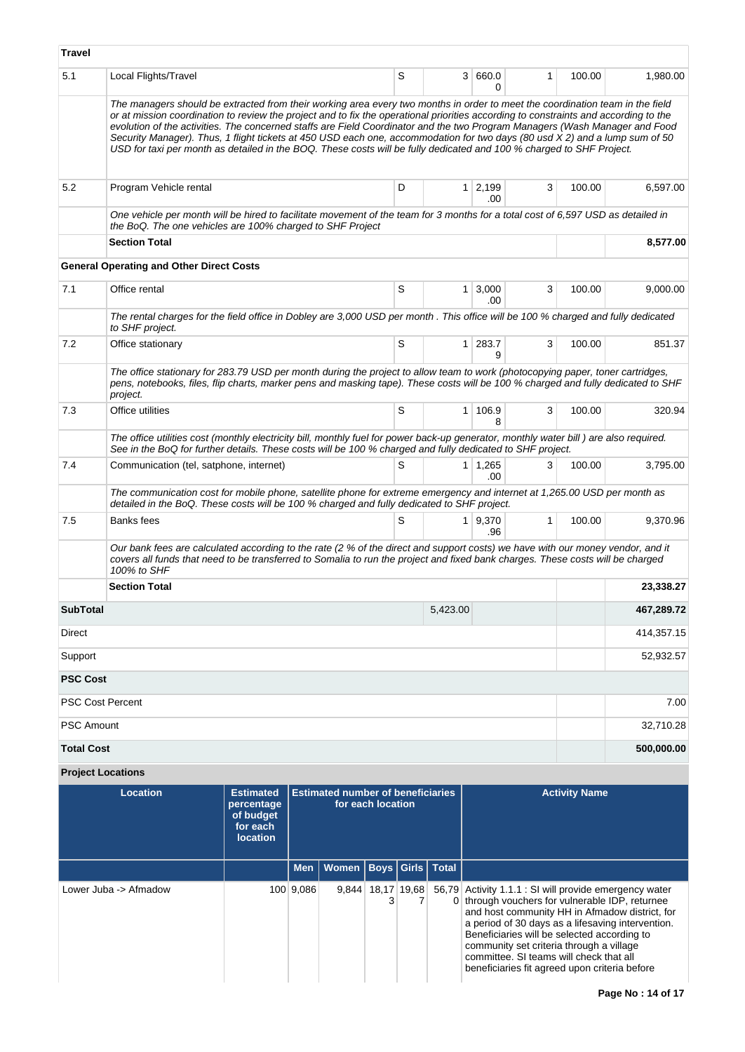| | | | | | | | |
|---|---|---|---|---|---|---|---|
| **Travel** | | | | | | | |
| 5.1 | Local Flights/Travel | S | 3 | 660.00 | 1 | 100.00 | 1,980.00 |
| | *The managers should be extracted from their working area every two months in order to meet the coordination team in the field or at mission coordination to review the project and to fix the operational priorities according to constraints and according to the evolution of the activities. The concerned staffs are Field Coordinator and the two Program Managers (Wash Manager and Food Security Manager). Thus, 1 flight tickets at 450 USD each one, accommodation for two days (80 usd X 2) and a lump sum of 50 USD for taxi per month as detailed in the BOQ. These costs will be fully dedicated and 100 % charged to SHF Project.* | | | | | | |
| 5.2 | Program Vehicle rental | D | 1 | 2,199.00 | 3 | 100.00 | 6,597.00 |
| | *One vehicle per month will be hired to facilitate movement of the team for 3 months for a total cost of 6,597 USD as detailed in the BoQ. The one vehicles are 100% charged to SHF Project* | | | | | | |
| | **Section Total** | | | | | | **8,577.00** |
| **General Operating and Other Direct Costs** | | | | | | | |
| 7.1 | Office rental | S | 1 | 3,000.00 | 3 | 100.00 | 9,000.00 |
| | *The rental charges for the field office in Dobley are 3,000 USD per month . This office will be 100 % charged and fully dedicated to SHF project.* | | | | | | |
| 7.2 | Office stationary | S | 1 | 283.79 | 3 | 100.00 | 851.37 |
| | *The office stationary for 283.79 USD per month during the project to allow team to work (photocopying paper, toner cartridges, pens, notebooks, files, flip charts, marker pens and masking tape). These costs will be 100 % charged and fully dedicated to SHF project.* | | | | | | |
| 7.3 | Office utilities | S | 1 | 106.98 | 3 | 100.00 | 320.94 |
| | *The office utilities cost (monthly electricity bill, monthly fuel for power back-up generator, monthly water bill ) are also required. See in the BoQ for further details. These costs will be 100 % charged and fully dedicated to SHF project.* | | | | | | |
| 7.4 | Communication (tel, satphone, internet) | S | 1 | 1,265.00 | 3 | 100.00 | 3,795.00 |
| | *The communication cost for mobile phone, satellite phone for extreme emergency and internet at 1,265.00 USD per month as detailed in the BoQ. These costs will be 100 % charged and fully dedicated to SHF project.* | | | | | | |
| 7.5 | Banks fees | S | 1 | 9,370.96 | 1 | 100.00 | 9,370.96 |
| | *Our bank fees are calculated according to the rate (2 % of the direct and support costs) we have with our money vendor, and it covers all funds that need to be transferred to Somalia to run the project and fixed bank charges. These costs will be charged 100% to SHF* | | | | | | |
| | **Section Total** | | | | | | **23,338.27** |
| **SubTotal** | | | 5,423.00 | | | | **467,289.72** |
| Direct | | | | | | | 414,357.15 |
| Support | | | | | | | 52,932.57 |
| **PSC Cost** | | | | | | | |
| PSC Cost Percent | | | | | | | 7.00 |
| PSC Amount | | | | | | | 32,710.28 |
| **Total Cost** | | | | | | | **500,000.00** |

**Project Locations**

| Location | Estimated percentage of budget for each location | Estimated number of beneficiaries for each location | | | | | Activity Name |
|---|---|---|---|---|---|---|---|
| | | Men | Women | Boys | Girls | Total | |
| Lower Juba -> Afmadow | 100 | 9,086 | 9,844 | 18,173 | 19,687 | 56,790 | Activity 1.1.1 : SI will provide emergency water through vouchers for vulnerable IDP, returnee and host community HH in Afmadow district, for a period of 30 days as a lifesaving intervention. Beneficiaries will be selected according to community set criteria through a village committee. SI teams will check that all beneficiaries fit agreed upon criteria before |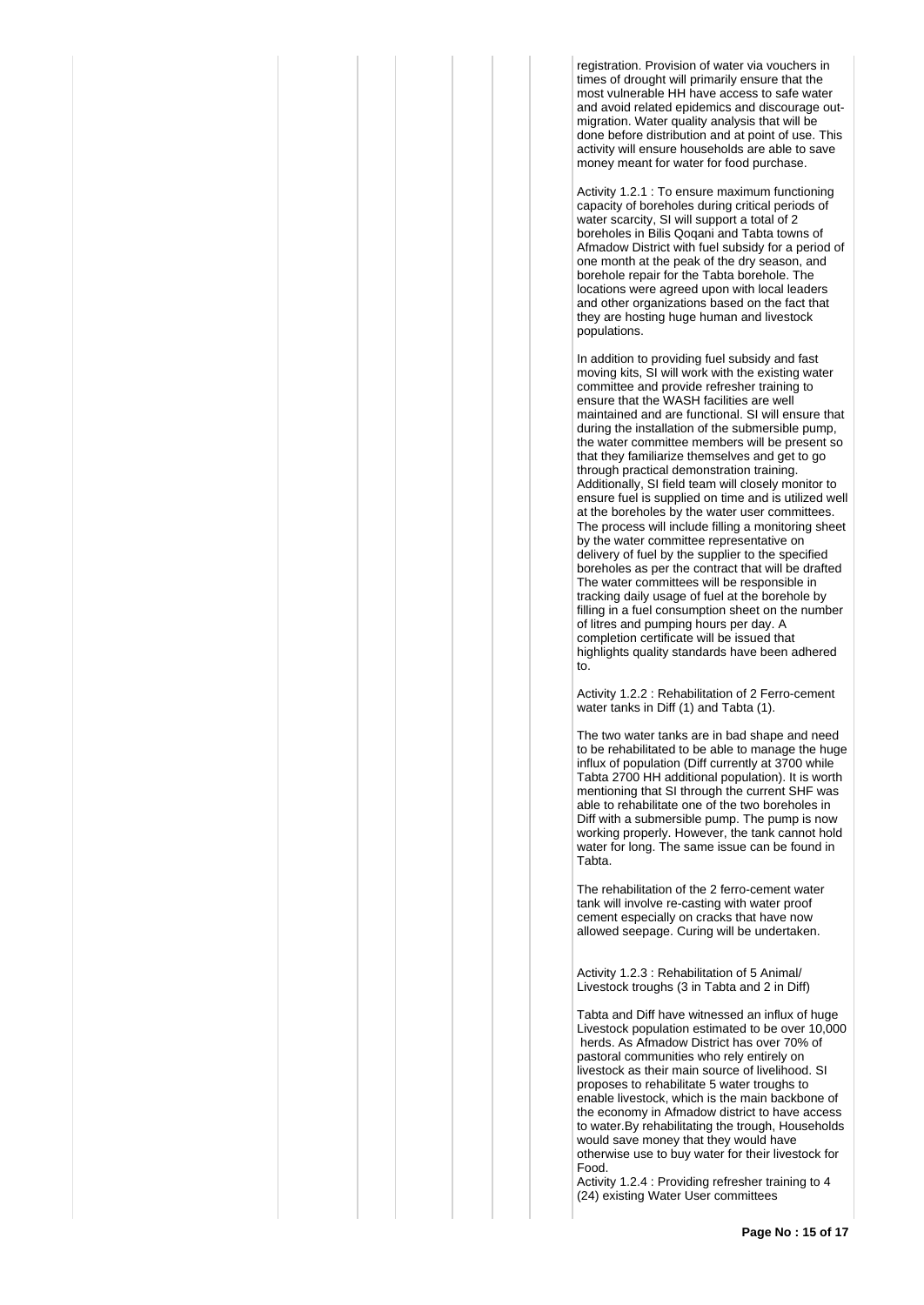registration. Provision of water via vouchers in times of drought will primarily ensure that the most vulnerable HH have access to safe water and avoid related epidemics and discourage out-migration. Water quality analysis that will be done before distribution and at point of use. This activity will ensure households are able to save money meant for water for food purchase.

Activity 1.2.1 : To ensure maximum functioning capacity of boreholes during critical periods of water scarcity, SI will support a total of 2 boreholes in Bilis Qoqani and Tabta towns of Afmadow District with fuel subsidy for a period of one month at the peak of the dry season, and borehole repair for the Tabta borehole. The locations were agreed upon with local leaders and other organizations based on the fact that they are hosting huge human and livestock populations.

In addition to providing fuel subsidy and fast moving kits, SI will work with the existing water committee and provide refresher training to ensure that the WASH facilities are well maintained and are functional. SI will ensure that during the installation of the submersible pump, the water committee members will be present so that they familiarize themselves and get to go through practical demonstration training. Additionally, SI field team will closely monitor to ensure fuel is supplied on time and is utilized well at the boreholes by the water user committees. The process will include filling a monitoring sheet by the water committee representative on delivery of fuel by the supplier to the specified boreholes as per the contract that will be drafted The water committees will be responsible in tracking daily usage of fuel at the borehole by filling in a fuel consumption sheet on the number of litres and pumping hours per day. A completion certificate will be issued that highlights quality standards have been adhered to.

Activity 1.2.2 : Rehabilitation of 2 Ferro-cement water tanks in Diff (1) and Tabta (1).

The two water tanks are in bad shape and need to be rehabilitated to be able to manage the huge influx of population (Diff currently at 3700 while Tabta 2700 HH additional population). It is worth mentioning that SI through the current SHF was able to rehabilitate one of the two boreholes in Diff with a submersible pump. The pump is now working properly. However, the tank cannot hold water for long. The same issue can be found in Tabta.

The rehabilitation of the 2 ferro-cement water tank will involve re-casting with water proof cement especially on cracks that have now allowed seepage. Curing will be undertaken.

Activity 1.2.3 : Rehabilitation of 5 Animal/ Livestock troughs (3 in Tabta and 2 in Diff)

Tabta and Diff have witnessed an influx of huge Livestock population estimated to be over 10,000 herds. As Afmadow District has over 70% of pastoral communities who rely entirely on livestock as their main source of livelihood. SI proposes to rehabilitate 5 water troughs to enable livestock, which is the main backbone of the economy in Afmadow district to have access to water.By rehabilitating the trough, Households would save money that they would have otherwise use to buy water for their livestock for Food.

Activity 1.2.4 : Providing refresher training to 4 (24) existing Water User committees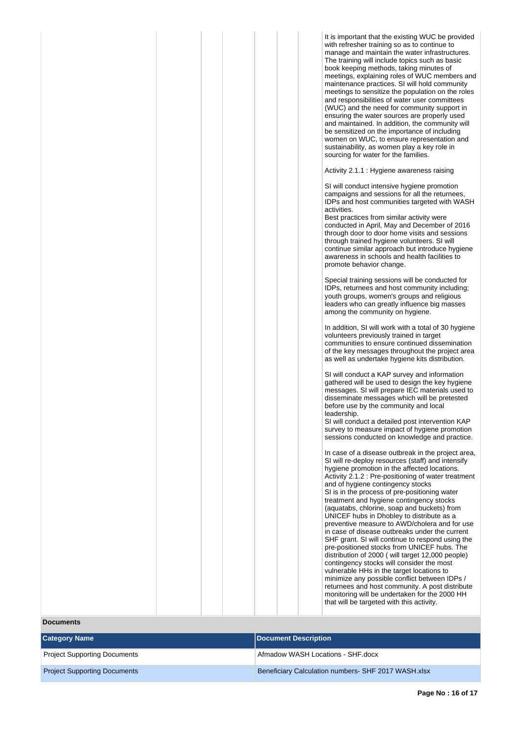It is important that the existing WUC be provided with refresher training so as to continue to manage and maintain the water infrastructures. The training will include topics such as basic book keeping methods, taking minutes of meetings, explaining roles of WUC members and maintenance practices. SI will hold community meetings to sensitize the population on the roles and responsibilities of water user committees (WUC) and the need for community support in ensuring the water sources are properly used and maintained. In addition, the community will be sensitized on the importance of including women on WUC, to ensure representation and sustainability, as women play a key role in sourcing for water for the families.

Activity 2.1.1 : Hygiene awareness raising

SI will conduct intensive hygiene promotion campaigns and sessions for all the returnees, IDPs and host communities targeted with WASH activities.
Best practices from similar activity were conducted in April, May and December of 2016 through door to door home visits and sessions through trained hygiene volunteers. SI will continue similar approach but introduce hygiene awareness in schools and health facilities to promote behavior change.

Special training sessions will be conducted for IDPs, returnees and host community including; youth groups, women's groups and religious leaders who can greatly influence big masses among the community on hygiene.

In addition, SI will work with a total of 30 hygiene volunteers previously trained in target communities to ensure continued dissemination of the key messages throughout the project area as well as undertake hygiene kits distribution.

SI will conduct a KAP survey and information gathered will be used to design the key hygiene messages. SI will prepare IEC materials used to disseminate messages which will be pretested before use by the community and local leadership.
SI will conduct a detailed post intervention KAP survey to measure impact of hygiene promotion sessions conducted on knowledge and practice.

In case of a disease outbreak in the project area, SI will re-deploy resources (staff) and intensify hygiene promotion in the affected locations.
Activity 2.1.2 : Pre-positioning of water treatment and of hygiene contingency stocks
SI is in the process of pre-positioning water treatment and hygiene contingency stocks (aquatabs, chlorine, soap and buckets) from UNICEF hubs in Dhobley to distribute as a preventive measure to AWD/cholera and for use in case of disease outbreaks under the current SHF grant. SI will continue to respond using the pre-positioned stocks from UNICEF hubs. The distribution of 2000 ( will target 12,000 people) contingency stocks will consider the most vulnerable HHs in the target locations to minimize any possible conflict between IDPs / returnees and host community. A post distribute monitoring will be undertaken for the 2000 HH that will be targeted with this activity.

**Documents**

| Category Name | Document Description |
|---|---|
| Project Supporting Documents | Afmadow WASH Locations - SHF.docx |
| Project Supporting Documents | Beneficiary Calculation numbers- SHF 2017 WASH.xlsx |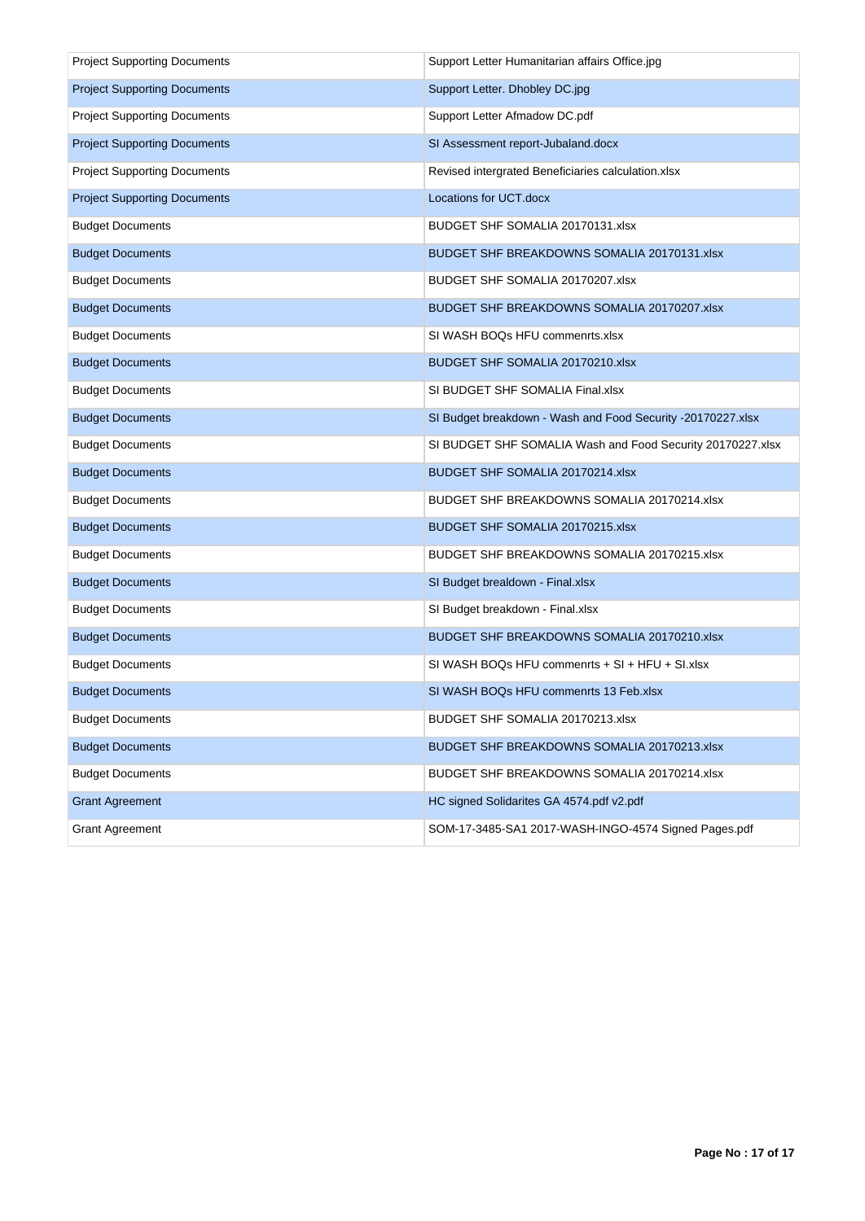| | |
|---|---|
| Project Supporting Documents | Support Letter Humanitarian affairs Office.jpg |
| Project Supporting Documents | Support Letter. Dhobley DC.jpg |
| Project Supporting Documents | Support Letter Afmadow DC.pdf |
| Project Supporting Documents | SI Assessment report-Jubaland.docx |
| Project Supporting Documents | Revised intergrated Beneficiaries calculation.xlsx |
| Project Supporting Documents | Locations for UCT.docx |
| Budget Documents | BUDGET SHF SOMALIA 20170131.xlsx |
| Budget Documents | BUDGET SHF BREAKDOWNS SOMALIA 20170131.xlsx |
| Budget Documents | BUDGET SHF SOMALIA 20170207.xlsx |
| Budget Documents | BUDGET SHF BREAKDOWNS SOMALIA 20170207.xlsx |
| Budget Documents | SI WASH BOQs HFU commenrts.xlsx |
| Budget Documents | BUDGET SHF SOMALIA 20170210.xlsx |
| Budget Documents | SI BUDGET SHF SOMALIA Final.xlsx |
| Budget Documents | SI Budget breakdown - Wash and Food Security -20170227.xlsx |
| Budget Documents | SI BUDGET SHF SOMALIA Wash and Food Security 20170227.xlsx |
| Budget Documents | BUDGET SHF SOMALIA 20170214.xlsx |
| Budget Documents | BUDGET SHF BREAKDOWNS SOMALIA 20170214.xlsx |
| Budget Documents | BUDGET SHF SOMALIA 20170215.xlsx |
| Budget Documents | BUDGET SHF BREAKDOWNS SOMALIA 20170215.xlsx |
| Budget Documents | SI Budget brealdown - Final.xlsx |
| Budget Documents | SI Budget breakdown - Final.xlsx |
| Budget Documents | BUDGET SHF BREAKDOWNS SOMALIA 20170210.xlsx |
| Budget Documents | SI WASH BOQs HFU commenrts + SI + HFU + SI.xlsx |
| Budget Documents | SI WASH BOQs HFU commenrts 13 Feb.xlsx |
| Budget Documents | BUDGET SHF SOMALIA 20170213.xlsx |
| Budget Documents | BUDGET SHF BREAKDOWNS SOMALIA 20170213.xlsx |
| Budget Documents | BUDGET SHF BREAKDOWNS SOMALIA 20170214.xlsx |
| Grant Agreement | HC signed Solidarites GA 4574.pdf v2.pdf |
| Grant Agreement | SOM-17-3485-SA1 2017-WASH-INGO-4574 Signed Pages.pdf |